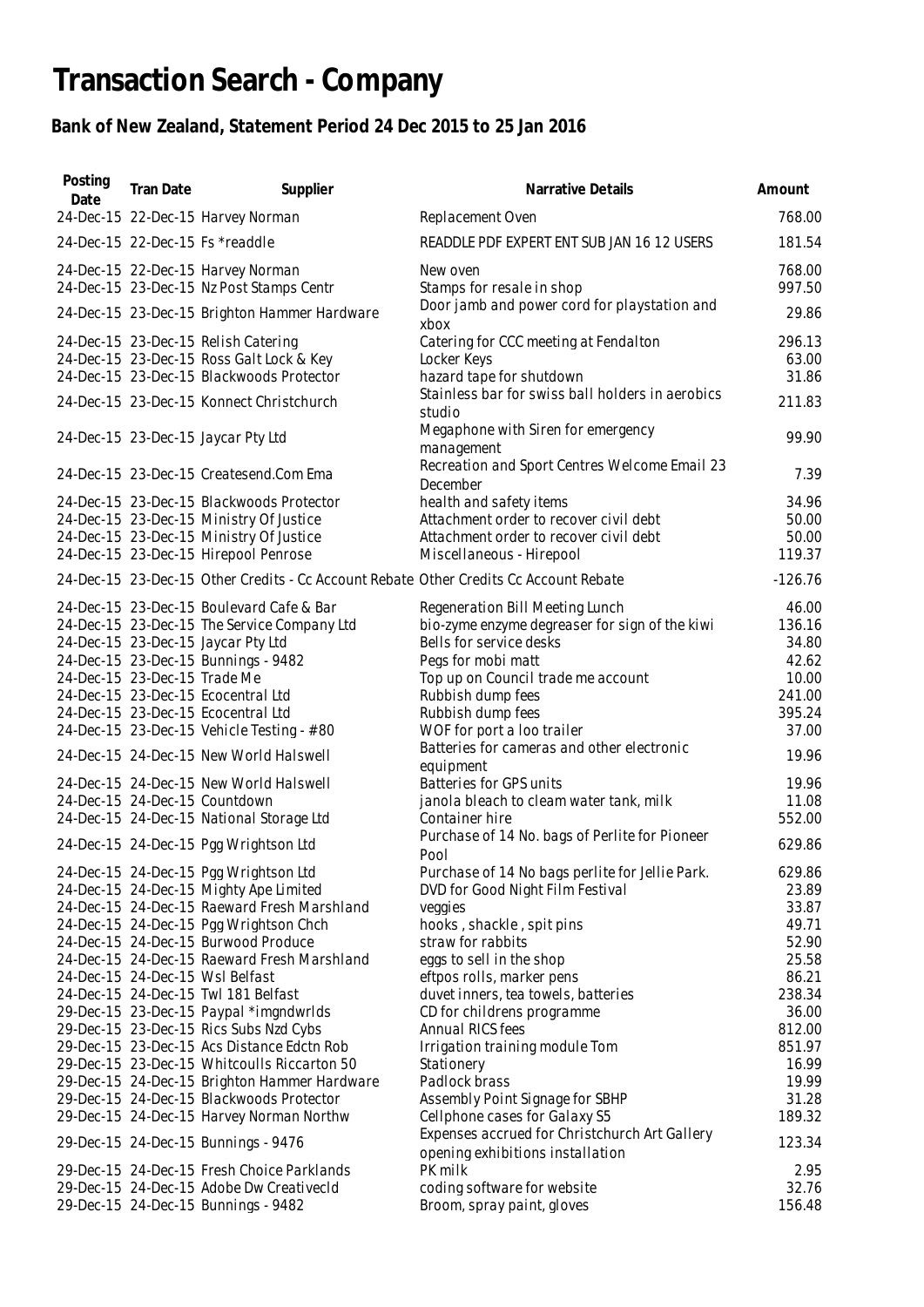# Transaction Search - Company

## Bank of New Zealand, Statement Period 24 Dec 2015 to 25 Jan 2016

| Posting Date | Tran Date | Supplier | Narrative Details | Amount |
|---|---|---|---|---|
| 24-Dec-15 | 22-Dec-15 | Harvey Norman | Replacement Oven | 768.00 |
| 24-Dec-15 | 22-Dec-15 | Fs *readdle | READDLE PDF EXPERT ENT SUB JAN 16 12 USERS | 181.54 |
| 24-Dec-15 | 22-Dec-15 | Harvey Norman | New oven | 768.00 |
| 24-Dec-15 | 23-Dec-15 | Nz Post Stamps Centr | Stamps for resale in shop | 997.50 |
| 24-Dec-15 | 23-Dec-15 | Brighton Hammer Hardware | Door jamb and power cord for playstation and xbox | 29.86 |
| 24-Dec-15 | 23-Dec-15 | Relish Catering | Catering for CCC meeting at Fendalton | 296.13 |
| 24-Dec-15 | 23-Dec-15 | Ross Galt Lock & Key | Locker Keys | 63.00 |
| 24-Dec-15 | 23-Dec-15 | Blackwoods Protector | hazard tape for shutdown | 31.86 |
| 24-Dec-15 | 23-Dec-15 | Konnect Christchurch | Stainless bar for swiss ball holders in aerobics studio | 211.83 |
| 24-Dec-15 | 23-Dec-15 | Jaycar Pty Ltd | Megaphone with Siren for emergency management | 99.90 |
| 24-Dec-15 | 23-Dec-15 | Createsend.Com Ema | Recreation and Sport Centres Welcome Email 23 December | 7.39 |
| 24-Dec-15 | 23-Dec-15 | Blackwoods Protector | health and safety items | 34.96 |
| 24-Dec-15 | 23-Dec-15 | Ministry Of Justice | Attachment order to recover civil debt | 50.00 |
| 24-Dec-15 | 23-Dec-15 | Ministry Of Justice | Attachment order to recover civil debt | 50.00 |
| 24-Dec-15 | 23-Dec-15 | Hirepool Penrose | Miscellaneous - Hirepool | 119.37 |
| 24-Dec-15 | 23-Dec-15 | Other Credits - Cc Account Rebate | Other Credits Cc Account Rebate | -126.76 |
| 24-Dec-15 | 23-Dec-15 | Boulevard Cafe & Bar | Regeneration Bill Meeting Lunch | 46.00 |
| 24-Dec-15 | 23-Dec-15 | The Service Company Ltd | bio-zyme enzyme degreaser for sign of the kiwi | 136.16 |
| 24-Dec-15 | 23-Dec-15 | Jaycar Pty Ltd | Bells for service desks | 34.80 |
| 24-Dec-15 | 23-Dec-15 | Bunnings - 9482 | Pegs for mobi matt | 42.62 |
| 24-Dec-15 | 23-Dec-15 | Trade Me | Top up on Council trade me account | 10.00 |
| 24-Dec-15 | 23-Dec-15 | Ecocentral Ltd | Rubbish dump fees | 241.00 |
| 24-Dec-15 | 23-Dec-15 | Ecocentral Ltd | Rubbish dump fees | 395.24 |
| 24-Dec-15 | 23-Dec-15 | Vehicle Testing - #80 | WOF for port a loo trailer | 37.00 |
| 24-Dec-15 | 24-Dec-15 | New World Halswell | Batteries for cameras and other electronic equipment | 19.96 |
| 24-Dec-15 | 24-Dec-15 | New World Halswell | Batteries for GPS units | 19.96 |
| 24-Dec-15 | 24-Dec-15 | Countdown | janola bleach to cleam water tank, milk | 11.08 |
| 24-Dec-15 | 24-Dec-15 | National Storage Ltd | Container hire | 552.00 |
| 24-Dec-15 | 24-Dec-15 | Pgg Wrightson Ltd | Purchase of 14 No. bags of Perlite for Pioneer Pool | 629.86 |
| 24-Dec-15 | 24-Dec-15 | Pgg Wrightson Ltd | Purchase of 14 No bags perlite for Jellie Park. | 629.86 |
| 24-Dec-15 | 24-Dec-15 | Mighty Ape Limited | DVD for Good Night Film Festival | 23.89 |
| 24-Dec-15 | 24-Dec-15 | Raeward Fresh Marshland | veggies | 33.87 |
| 24-Dec-15 | 24-Dec-15 | Pgg Wrightson Chch | hooks , shackle , spit pins | 49.71 |
| 24-Dec-15 | 24-Dec-15 | Burwood Produce | straw for rabbits | 52.90 |
| 24-Dec-15 | 24-Dec-15 | Raeward Fresh Marshland | eggs to sell in the shop | 25.58 |
| 24-Dec-15 | 24-Dec-15 | Wsl Belfast | eftpos rolls, marker pens | 86.21 |
| 24-Dec-15 | 24-Dec-15 | Twl 181 Belfast | duvet inners, tea towels, batteries | 238.34 |
| 29-Dec-15 | 23-Dec-15 | Paypal *imgndwrlds | CD for childrens programme | 36.00 |
| 29-Dec-15 | 23-Dec-15 | Rics Subs Nzd Cybs | Annual RICS fees | 812.00 |
| 29-Dec-15 | 23-Dec-15 | Acs Distance Edctn Rob | Irrigation training module Tom | 851.97 |
| 29-Dec-15 | 23-Dec-15 | Whitcoulls Riccarton 50 | Stationery | 16.99 |
| 29-Dec-15 | 24-Dec-15 | Brighton Hammer Hardware | Padlock brass | 19.99 |
| 29-Dec-15 | 24-Dec-15 | Blackwoods Protector | Assembly Point Signage for SBHP | 31.28 |
| 29-Dec-15 | 24-Dec-15 | Harvey Norman Northw | Cellphone cases for Galaxy S5 | 189.32 |
| 29-Dec-15 | 24-Dec-15 | Bunnings - 9476 | Expenses accrued for Christchurch Art Gallery opening exhibitions installation | 123.34 |
| 29-Dec-15 | 24-Dec-15 | Fresh Choice Parklands | PK milk | 2.95 |
| 29-Dec-15 | 24-Dec-15 | Adobe Dw Creativecld | coding software for website | 32.76 |
| 29-Dec-15 | 24-Dec-15 | Bunnings - 9482 | Broom, spray paint, gloves | 156.48 |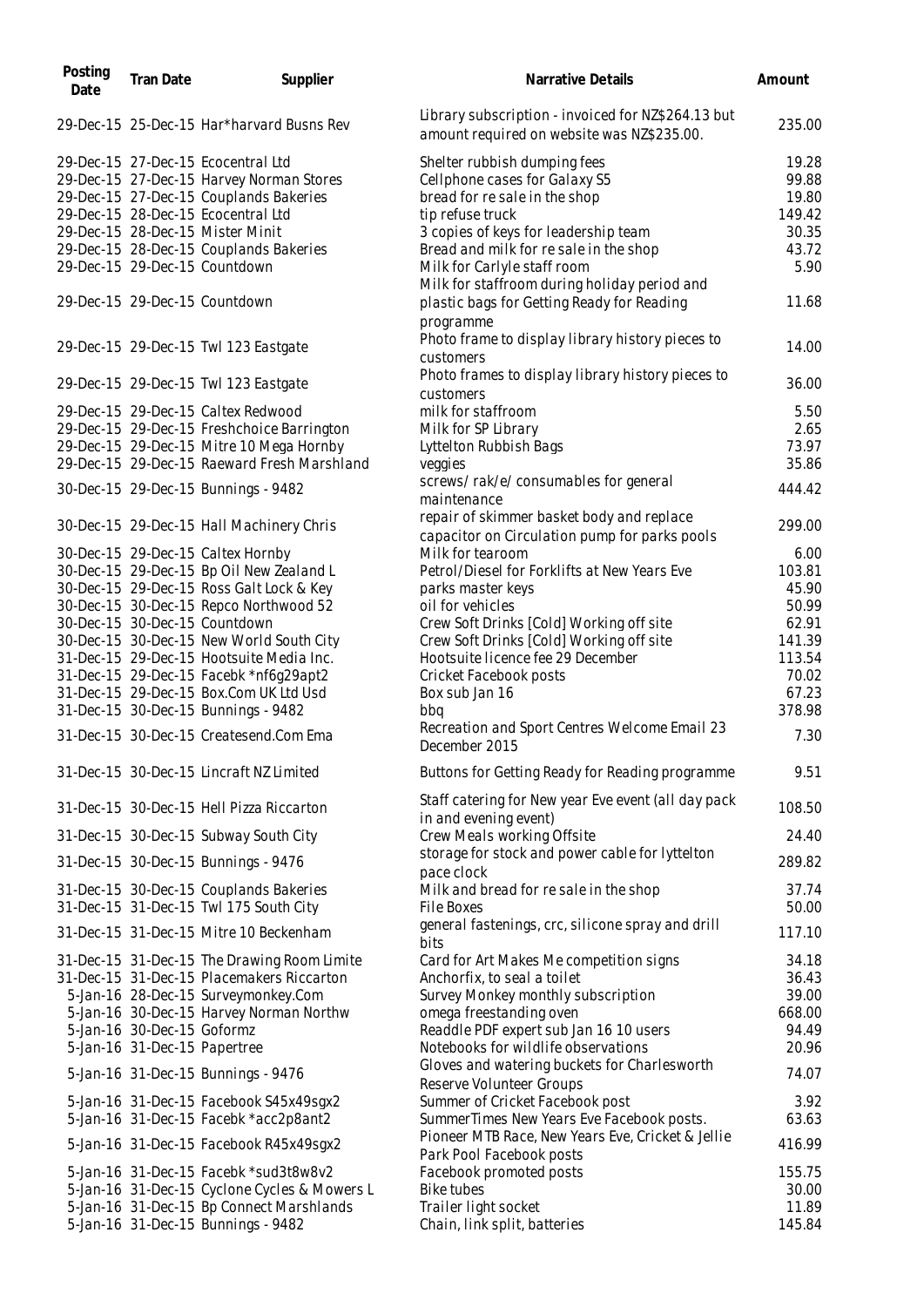| Posting Date | Tran Date | Supplier | Narrative Details | Amount |
|---|---|---|---|---|
| 29-Dec-15 | 25-Dec-15 | Har*harvard Busns Rev | Library subscription - invoiced for NZ$264.13 but amount required on website was NZ$235.00. | 235.00 |
| 29-Dec-15 | 27-Dec-15 | Ecocentral Ltd | Shelter rubbish dumping fees | 19.28 |
| 29-Dec-15 | 27-Dec-15 | Harvey Norman Stores | Cellphone cases for Galaxy S5 | 99.88 |
| 29-Dec-15 | 27-Dec-15 | Couplands Bakeries | bread for re sale in the shop | 19.80 |
| 29-Dec-15 | 28-Dec-15 | Ecocentral Ltd | tip refuse truck | 149.42 |
| 29-Dec-15 | 28-Dec-15 | Mister Minit | 3 copies of keys for leadership team | 30.35 |
| 29-Dec-15 | 28-Dec-15 | Couplands Bakeries | Bread and milk for re sale in the shop | 43.72 |
| 29-Dec-15 | 29-Dec-15 | Countdown | Milk for Carlyle staff room | 5.90 |
| 29-Dec-15 | 29-Dec-15 | Countdown | Milk for staffroom during holiday period and plastic bags for Getting Ready for Reading programme | 11.68 |
| 29-Dec-15 | 29-Dec-15 | Twl 123 Eastgate | Photo frame to display library history pieces to customers | 14.00 |
| 29-Dec-15 | 29-Dec-15 | Twl 123 Eastgate | Photo frames to display library history pieces to customers | 36.00 |
| 29-Dec-15 | 29-Dec-15 | Caltex Redwood | milk for staffroom | 5.50 |
| 29-Dec-15 | 29-Dec-15 | Freshchoice Barrington | Milk for SP Library | 2.65 |
| 29-Dec-15 | 29-Dec-15 | Mitre 10 Mega Hornby | Lyttelton Rubbish Bags | 73.97 |
| 29-Dec-15 | 29-Dec-15 | Raeward Fresh Marshland | veggies | 35.86 |
| 30-Dec-15 | 29-Dec-15 | Bunnings - 9482 | screws/ rak/e/ consumables for general maintenance | 444.42 |
| 30-Dec-15 | 29-Dec-15 | Hall Machinery Chris | repair of skimmer basket body and replace capacitor on Circulation pump for parks pools | 299.00 |
| 30-Dec-15 | 29-Dec-15 | Caltex Hornby | Milk for tearoom | 6.00 |
| 30-Dec-15 | 29-Dec-15 | Bp Oil New Zealand L | Petrol/Diesel for Forklifts at New Years Eve | 103.81 |
| 30-Dec-15 | 29-Dec-15 | Ross Galt Lock & Key | parks master keys | 45.90 |
| 30-Dec-15 | 30-Dec-15 | Repco Northwood 52 | oil for vehicles | 50.99 |
| 30-Dec-15 | 30-Dec-15 | Countdown | Crew Soft Drinks [Cold] Working off site | 62.91 |
| 30-Dec-15 | 30-Dec-15 | New World South City | Crew Soft Drinks [Cold] Working off site | 141.39 |
| 31-Dec-15 | 29-Dec-15 | Hootsuite Media Inc. | Hootsuite licence fee 29 December | 113.54 |
| 31-Dec-15 | 29-Dec-15 | Facebk *nf6g29apt2 | Cricket Facebook posts | 70.02 |
| 31-Dec-15 | 29-Dec-15 | Box.Com UK Ltd Usd | Box sub Jan 16 | 67.23 |
| 31-Dec-15 | 30-Dec-15 | Bunnings - 9482 | bbq | 378.98 |
| 31-Dec-15 | 30-Dec-15 | Createsend.Com Ema | Recreation and Sport Centres Welcome Email 23 December 2015 | 7.30 |
| 31-Dec-15 | 30-Dec-15 | Lincraft NZ Limited | Buttons for Getting Ready for Reading programme | 9.51 |
| 31-Dec-15 | 30-Dec-15 | Hell Pizza Riccarton | Staff catering for New year Eve event (all day pack in and evening event) | 108.50 |
| 31-Dec-15 | 30-Dec-15 | Subway South City | Crew Meals working Offsite | 24.40 |
| 31-Dec-15 | 30-Dec-15 | Bunnings - 9476 | storage for stock and power cable for lyttelton pace clock | 289.82 |
| 31-Dec-15 | 30-Dec-15 | Couplands Bakeries | Milk and bread for re sale in the shop | 37.74 |
| 31-Dec-15 | 31-Dec-15 | Twl 175 South City | File Boxes | 50.00 |
| 31-Dec-15 | 31-Dec-15 | Mitre 10 Beckenham | general fastenings, crc, silicone spray and drill bits | 117.10 |
| 31-Dec-15 | 31-Dec-15 | The Drawing Room Limite | Card for Art Makes Me competition signs | 34.18 |
| 31-Dec-15 | 31-Dec-15 | Placemakers Riccarton | Anchorfix, to seal a toilet | 36.43 |
| 5-Jan-16 | 28-Dec-15 | Surveymonkey.Com | Survey Monkey monthly subscription | 39.00 |
| 5-Jan-16 | 30-Dec-15 | Harvey Norman Northw | omega freestanding oven | 668.00 |
| 5-Jan-16 | 30-Dec-15 | Goformz | Readdle PDF expert sub Jan 16 10 users | 94.49 |
| 5-Jan-16 | 31-Dec-15 | Papertree | Notebooks for wildlife observations | 20.96 |
| 5-Jan-16 | 31-Dec-15 | Bunnings - 9476 | Gloves and watering buckets for Charlesworth Reserve Volunteer Groups | 74.07 |
| 5-Jan-16 | 31-Dec-15 | Facebook S45x49sgx2 | Summer of Cricket Facebook post | 3.92 |
| 5-Jan-16 | 31-Dec-15 | Facebk *acc2p8ant2 | SummerTimes New Years Eve Facebook posts. | 63.63 |
| 5-Jan-16 | 31-Dec-15 | Facebook R45x49sgx2 | Pioneer MTB Race, New Years Eve, Cricket & Jellie Park Pool Facebook posts | 416.99 |
| 5-Jan-16 | 31-Dec-15 | Facebk *sud3t8w8v2 | Facebook promoted posts | 155.75 |
| 5-Jan-16 | 31-Dec-15 | Cyclone Cycles & Mowers L | Bike tubes | 30.00 |
| 5-Jan-16 | 31-Dec-15 | Bp Connect Marshlands | Trailer light socket | 11.89 |
| 5-Jan-16 | 31-Dec-15 | Bunnings - 9482 | Chain, link split, batteries | 145.84 |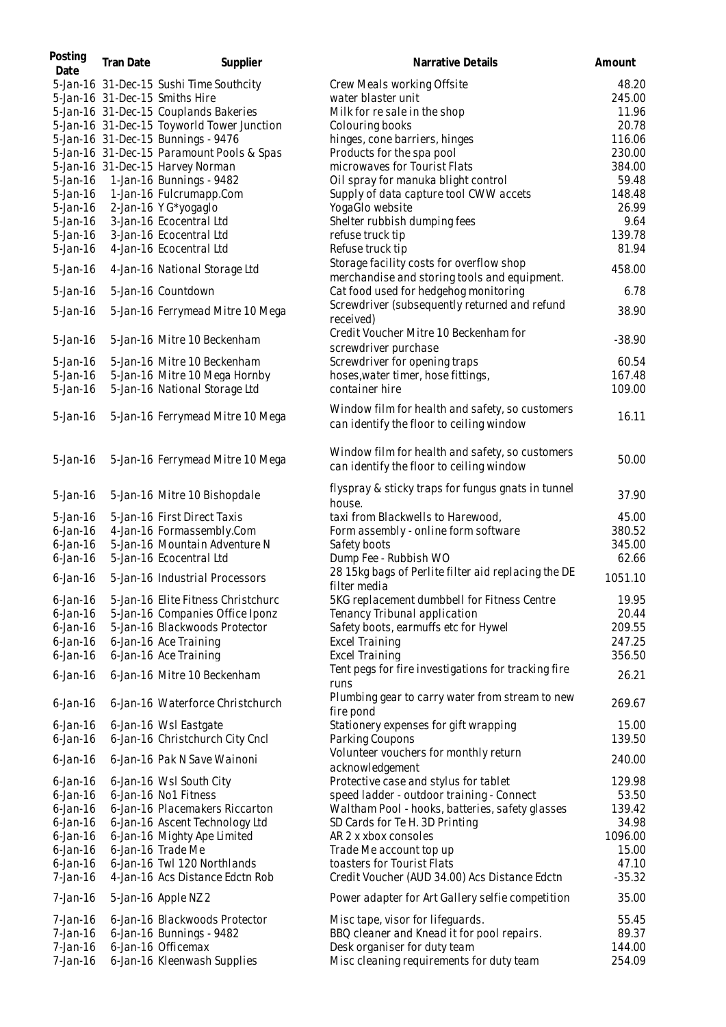| Posting Date | Tran Date | Supplier | Narrative Details | Amount |
|---|---|---|---|---|
| 5-Jan-16 | 31-Dec-15 | Sushi Time Southcity | Crew Meals working Offsite | 48.20 |
| 5-Jan-16 | 31-Dec-15 | Smiths Hire | water blaster unit | 245.00 |
| 5-Jan-16 | 31-Dec-15 | Couplands Bakeries | Milk for re sale in the shop | 11.96 |
| 5-Jan-16 | 31-Dec-15 | Toyworld Tower Junction | Colouring books | 20.78 |
| 5-Jan-16 | 31-Dec-15 | Bunnings - 9476 | hinges, cone barriers, hinges | 116.06 |
| 5-Jan-16 | 31-Dec-15 | Paramount Pools & Spas | Products for the spa pool | 230.00 |
| 5-Jan-16 | 31-Dec-15 | Harvey Norman | microwaves for Tourist Flats | 384.00 |
| 5-Jan-16 | 1-Jan-16 | Bunnings - 9482 | Oil spray for manuka blight control | 59.48 |
| 5-Jan-16 | 1-Jan-16 | Fulcrumapp.Com | Supply of data capture tool CWW accets | 148.48 |
| 5-Jan-16 | 2-Jan-16 | Y G*yogaglo | YogaGlo website | 26.99 |
| 5-Jan-16 | 3-Jan-16 | Ecocentral Ltd | Shelter rubbish dumping fees | 9.64 |
| 5-Jan-16 | 3-Jan-16 | Ecocentral Ltd | refuse truck tip | 139.78 |
| 5-Jan-16 | 4-Jan-16 | Ecocentral Ltd | Refuse truck tip | 81.94 |
| 5-Jan-16 | 4-Jan-16 | National Storage Ltd | Storage facility costs for overflow shop merchandise and storing tools and equipment. | 458.00 |
| 5-Jan-16 | 5-Jan-16 | Countdown | Cat food used for hedgehog monitoring | 6.78 |
| 5-Jan-16 | 5-Jan-16 | Ferrymead Mitre 10 Mega | Screwdriver (subsequently returned and refund received) | 38.90 |
| 5-Jan-16 | 5-Jan-16 | Mitre 10 Beckenham | Credit Voucher Mitre 10 Beckenham for screwdriver purchase | -38.90 |
| 5-Jan-16 | 5-Jan-16 | Mitre 10 Beckenham | Screwdriver for opening traps | 60.54 |
| 5-Jan-16 | 5-Jan-16 | Mitre 10 Mega Hornby | hoses,water timer, hose fittings, | 167.48 |
| 5-Jan-16 | 5-Jan-16 | National Storage Ltd | container hire | 109.00 |
| 5-Jan-16 | 5-Jan-16 | Ferrymead Mitre 10 Mega | Window film for health and safety, so customers can identify the floor to ceiling window | 16.11 |
| 5-Jan-16 | 5-Jan-16 | Ferrymead Mitre 10 Mega | Window film for health and safety, so customers can identify the floor to ceiling window | 50.00 |
| 5-Jan-16 | 5-Jan-16 | Mitre 10 Bishopdale | flyspray & sticky traps for fungus gnats in tunnel house. | 37.90 |
| 5-Jan-16 | 5-Jan-16 | First Direct Taxis | taxi from Blackwells to Harewood, | 45.00 |
| 6-Jan-16 | 4-Jan-16 | Formassembly.Com | Form assembly - online form software | 380.52 |
| 6-Jan-16 | 5-Jan-16 | Mountain Adventure N | Safety boots | 345.00 |
| 6-Jan-16 | 5-Jan-16 | Ecocentral Ltd | Dump Fee - Rubbish WO | 62.66 |
| 6-Jan-16 | 5-Jan-16 | Industrial Processors | 28 15kg bags of Perlite filter aid replacing the DE filter media | 1051.10 |
| 6-Jan-16 | 5-Jan-16 | Elite Fitness Christchurc | 5KG replacement dumbbell for Fitness Centre | 19.95 |
| 6-Jan-16 | 5-Jan-16 | Companies Office Iponz | Tenancy Tribunal application | 20.44 |
| 6-Jan-16 | 5-Jan-16 | Blackwoods Protector | Safety boots, earmuffs etc for Hywel | 209.55 |
| 6-Jan-16 | 6-Jan-16 | Ace Training | Excel Training | 247.25 |
| 6-Jan-16 | 6-Jan-16 | Ace Training | Excel Training | 356.50 |
| 6-Jan-16 | 6-Jan-16 | Mitre 10 Beckenham | Tent pegs for fire investigations for tracking fire runs | 26.21 |
| 6-Jan-16 | 6-Jan-16 | Waterforce Christchurch | Plumbing gear to carry water from stream to new fire pond | 269.67 |
| 6-Jan-16 | 6-Jan-16 | Wsl Eastgate | Stationery expenses for gift wrapping | 15.00 |
| 6-Jan-16 | 6-Jan-16 | Christchurch City Cncl | Parking Coupons | 139.50 |
| 6-Jan-16 | 6-Jan-16 | Pak N Save Wainoni | Volunteer vouchers for monthly return acknowledgement | 240.00 |
| 6-Jan-16 | 6-Jan-16 | Wsl South City | Protective case and stylus for tablet | 129.98 |
| 6-Jan-16 | 6-Jan-16 | No1 Fitness | speed ladder - outdoor training - Connect | 53.50 |
| 6-Jan-16 | 6-Jan-16 | Placemakers Riccarton | Waltham Pool - hooks, batteries, safety glasses | 139.42 |
| 6-Jan-16 | 6-Jan-16 | Ascent Technology Ltd | SD Cards for Te H. 3D Printing | 34.98 |
| 6-Jan-16 | 6-Jan-16 | Mighty Ape Limited | AR 2 x xbox consoles | 1096.00 |
| 6-Jan-16 | 6-Jan-16 | Trade Me | Trade Me account top up | 15.00 |
| 6-Jan-16 | 6-Jan-16 | Twl 120 Northlands | toasters for Tourist Flats | 47.10 |
| 7-Jan-16 | 4-Jan-16 | Acs Distance Edctn Rob | Credit Voucher (AUD 34.00) Acs Distance Edctn | -35.32 |
| 7-Jan-16 | 5-Jan-16 | Apple NZ 2 | Power adapter for Art Gallery selfie competition | 35.00 |
| 7-Jan-16 | 6-Jan-16 | Blackwoods Protector | Misc tape, visor for lifeguards. | 55.45 |
| 7-Jan-16 | 6-Jan-16 | Bunnings - 9482 | BBQ cleaner and Knead it for pool repairs. | 89.37 |
| 7-Jan-16 | 6-Jan-16 | Officemax | Desk organiser for duty team | 144.00 |
| 7-Jan-16 | 6-Jan-16 | Kleenwash Supplies | Misc cleaning requirements for duty team | 254.09 |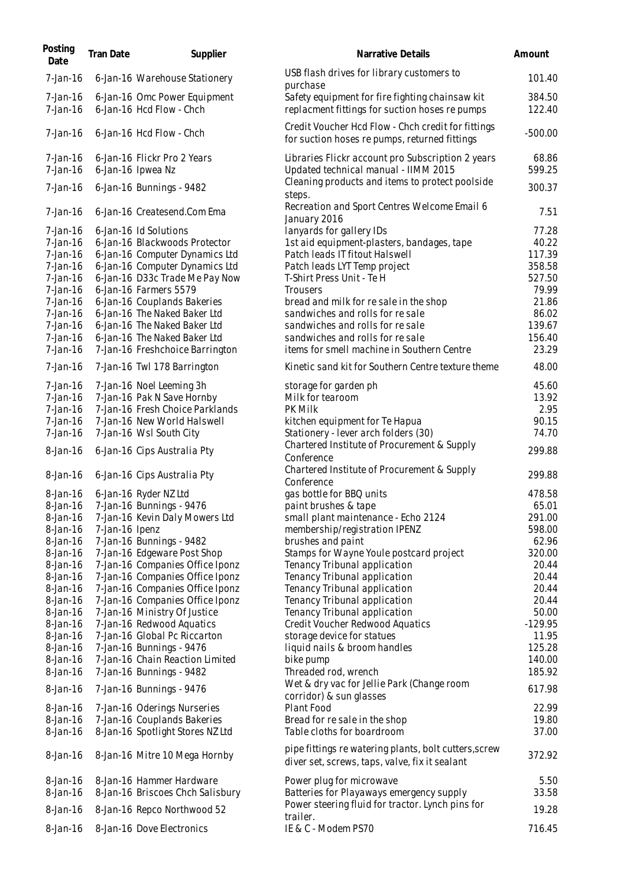| Posting Date | Tran Date | Supplier | Narrative Details | Amount |
|---|---|---|---|---|
| 7-Jan-16 | 6-Jan-16 | Warehouse Stationery | USB flash drives for library customers to purchase | 101.40 |
| 7-Jan-16 | 6-Jan-16 | Omc Power Equipment | Safety equipment for fire fighting chainsaw kit | 384.50 |
| 7-Jan-16 | 6-Jan-16 | Hcd Flow - Chch | replacment fittings for suction hoses re pumps | 122.40 |
| 7-Jan-16 | 6-Jan-16 | Hcd Flow - Chch | Credit Voucher Hcd Flow - Chch credit for fittings for suction hoses re pumps, returned fittings | -500.00 |
| 7-Jan-16 | 6-Jan-16 | Flickr Pro 2 Years | Libraries Flickr account pro Subscription 2 years | 68.86 |
| 7-Jan-16 | 6-Jan-16 | Ipwea Nz | Updated technical manual - IIMM 2015 | 599.25 |
| 7-Jan-16 | 6-Jan-16 | Bunnings - 9482 | Cleaning products and items to protect poolside steps. | 300.37 |
| 7-Jan-16 | 6-Jan-16 | Createsend.Com Ema | Recreation and Sport Centres Welcome Email 6 January 2016 | 7.51 |
| 7-Jan-16 | 6-Jan-16 | Id Solutions | lanyards for gallery IDs | 77.28 |
| 7-Jan-16 | 6-Jan-16 | Blackwoods Protector | 1st aid equipment-plasters, bandages, tape | 40.22 |
| 7-Jan-16 | 6-Jan-16 | Computer Dynamics Ltd | Patch leads IT fitout Halswell | 117.39 |
| 7-Jan-16 | 6-Jan-16 | Computer Dynamics Ltd | Patch leads LYT Temp project | 358.58 |
| 7-Jan-16 | 6-Jan-16 | D33c Trade Me Pay Now | T-Shirt Press Unit - Te H | 527.50 |
| 7-Jan-16 | 6-Jan-16 | Farmers 5579 | Trousers | 79.99 |
| 7-Jan-16 | 6-Jan-16 | Couplands Bakeries | bread and milk for re sale in the shop | 21.86 |
| 7-Jan-16 | 6-Jan-16 | The Naked Baker Ltd | sandwiches and rolls for re sale | 86.02 |
| 7-Jan-16 | 6-Jan-16 | The Naked Baker Ltd | sandwiches and rolls for re sale | 139.67 |
| 7-Jan-16 | 6-Jan-16 | The Naked Baker Ltd | sandwiches and rolls for re sale | 156.40 |
| 7-Jan-16 | 7-Jan-16 | Freshchoice Barrington | items for smell machine in Southern Centre | 23.29 |
| 7-Jan-16 | 7-Jan-16 | Twl 178 Barrington | Kinetic sand kit for Southern Centre texture theme | 48.00 |
| 7-Jan-16 | 7-Jan-16 | Noel Leeming 3h | storage for garden ph | 45.60 |
| 7-Jan-16 | 7-Jan-16 | Pak N Save Hornby | Milk for tearoom | 13.92 |
| 7-Jan-16 | 7-Jan-16 | Fresh Choice Parklands | PK Milk | 2.95 |
| 7-Jan-16 | 7-Jan-16 | New World Halswell | kitchen equipment for Te Hapua | 90.15 |
| 7-Jan-16 | 7-Jan-16 | Wsl South City | Stationery - lever arch folders (30) | 74.70 |
| 8-Jan-16 | 6-Jan-16 | Cips Australia Pty | Chartered Institute of Procurement & Supply Conference | 299.88 |
| 8-Jan-16 | 6-Jan-16 | Cips Australia Pty | Chartered Institute of Procurement & Supply Conference | 299.88 |
| 8-Jan-16 | 6-Jan-16 | Ryder NZ Ltd | gas bottle for BBQ units | 478.58 |
| 8-Jan-16 | 7-Jan-16 | Bunnings - 9476 | paint brushes & tape | 65.01 |
| 8-Jan-16 | 7-Jan-16 | Kevin Daly Mowers Ltd | small plant maintenance - Echo 2124 | 291.00 |
| 8-Jan-16 | 7-Jan-16 | Ipenz | membership/registration IPENZ | 598.00 |
| 8-Jan-16 | 7-Jan-16 | Bunnings - 9482 | brushes and paint | 62.96 |
| 8-Jan-16 | 7-Jan-16 | Edgeware Post Shop | Stamps for Wayne Youle postcard project | 320.00 |
| 8-Jan-16 | 7-Jan-16 | Companies Office Iponz | Tenancy Tribunal application | 20.44 |
| 8-Jan-16 | 7-Jan-16 | Companies Office Iponz | Tenancy Tribunal application | 20.44 |
| 8-Jan-16 | 7-Jan-16 | Companies Office Iponz | Tenancy Tribunal application | 20.44 |
| 8-Jan-16 | 7-Jan-16 | Companies Office Iponz | Tenancy Tribunal application | 20.44 |
| 8-Jan-16 | 7-Jan-16 | Ministry Of Justice | Tenancy Tribunal application | 50.00 |
| 8-Jan-16 | 7-Jan-16 | Redwood Aquatics | Credit Voucher Redwood Aquatics | -129.95 |
| 8-Jan-16 | 7-Jan-16 | Global Pc Riccarton | storage device for statues | 11.95 |
| 8-Jan-16 | 7-Jan-16 | Bunnings - 9476 | liquid nails & broom handles | 125.28 |
| 8-Jan-16 | 7-Jan-16 | Chain Reaction Limited | bike pump | 140.00 |
| 8-Jan-16 | 7-Jan-16 | Bunnings - 9482 | Threaded rod, wrench | 185.92 |
| 8-Jan-16 | 7-Jan-16 | Bunnings - 9476 | Wet & dry vac for Jellie Park (Change room corridor) & sun glasses | 617.98 |
| 8-Jan-16 | 7-Jan-16 | Oderings Nurseries | Plant Food | 22.99 |
| 8-Jan-16 | 7-Jan-16 | Couplands Bakeries | Bread for re sale in the shop | 19.80 |
| 8-Jan-16 | 8-Jan-16 | Spotlight Stores NZ Ltd | Table cloths for boardroom | 37.00 |
| 8-Jan-16 | 8-Jan-16 | Mitre 10 Mega Hornby | pipe fittings re watering plants, bolt cutters,screw diver set, screws, taps, valve, fix it sealant | 372.92 |
| 8-Jan-16 | 8-Jan-16 | Hammer Hardware | Power plug for microwave | 5.50 |
| 8-Jan-16 | 8-Jan-16 | Briscoes Chch Salisbury | Batteries for Playaways emergency supply | 33.58 |
| 8-Jan-16 | 8-Jan-16 | Repco Northwood 52 | Power steering fluid for tractor. Lynch pins for trailer. | 19.28 |
| 8-Jan-16 | 8-Jan-16 | Dove Electronics | IE & C - Modem PS70 | 716.45 |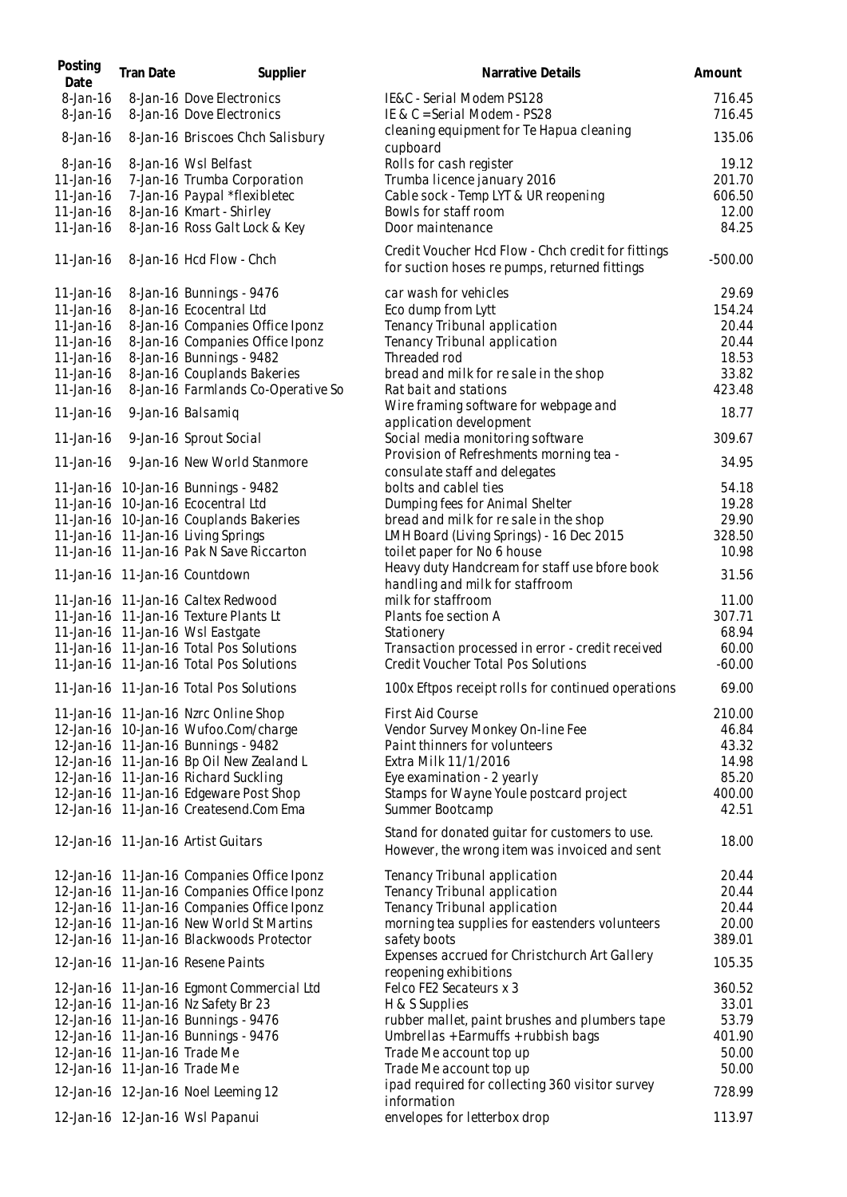| Posting Date | Tran Date | Supplier | Narrative Details | Amount |
|---|---|---|---|---|
| 8-Jan-16 | 8-Jan-16 | Dove Electronics | IE&C - Serial Modem PS128 | 716.45 |
| 8-Jan-16 | 8-Jan-16 | Dove Electronics | IE & C = Serial Modem - PS28 | 716.45 |
| 8-Jan-16 | 8-Jan-16 | Briscoes Chch Salisbury | cleaning equipment for Te Hapua cleaning cupboard | 135.06 |
| 8-Jan-16 | 8-Jan-16 | Wsl Belfast | Rolls for cash register | 19.12 |
| 11-Jan-16 | 7-Jan-16 | Trumba Corporation | Trumba licence january 2016 | 201.70 |
| 11-Jan-16 | 7-Jan-16 | Paypal *flexibletec | Cable sock - Temp LYT & UR reopening | 606.50 |
| 11-Jan-16 | 8-Jan-16 | Kmart - Shirley | Bowls for staff room | 12.00 |
| 11-Jan-16 | 8-Jan-16 | Ross Galt Lock & Key | Door maintenance | 84.25 |
| 11-Jan-16 | 8-Jan-16 | Hcd Flow - Chch | Credit Voucher Hcd Flow - Chch credit for fittings for suction hoses re pumps, returned fittings | -500.00 |
| 11-Jan-16 | 8-Jan-16 | Bunnings - 9476 | car wash for vehicles | 29.69 |
| 11-Jan-16 | 8-Jan-16 | Ecocentral Ltd | Eco dump from Lytt | 154.24 |
| 11-Jan-16 | 8-Jan-16 | Companies Office Iponz | Tenancy Tribunal application | 20.44 |
| 11-Jan-16 | 8-Jan-16 | Companies Office Iponz | Tenancy Tribunal application | 20.44 |
| 11-Jan-16 | 8-Jan-16 | Bunnings - 9482 | Threaded rod | 18.53 |
| 11-Jan-16 | 8-Jan-16 | Couplands Bakeries | bread and milk for re sale in the shop | 33.82 |
| 11-Jan-16 | 8-Jan-16 | Farmlands Co-Operative So | Rat bait and stations | 423.48 |
| 11-Jan-16 | 9-Jan-16 | Balsamiq | Wire framing software for webpage and application development | 18.77 |
| 11-Jan-16 | 9-Jan-16 | Sprout Social | Social media monitoring software | 309.67 |
| 11-Jan-16 | 9-Jan-16 | New World Stanmore | Provision of Refreshments morning tea - consulate staff and delegates | 34.95 |
| 11-Jan-16 | 10-Jan-16 | Bunnings - 9482 | bolts and cablel ties | 54.18 |
| 11-Jan-16 | 10-Jan-16 | Ecocentral Ltd | Dumping fees for Animal Shelter | 19.28 |
| 11-Jan-16 | 10-Jan-16 | Couplands Bakeries | bread and milk for re sale in the shop | 29.90 |
| 11-Jan-16 | 11-Jan-16 | Living Springs | LMH Board (Living Springs) - 16 Dec 2015 | 328.50 |
| 11-Jan-16 | 11-Jan-16 | Pak N Save Riccarton | toilet paper for No 6 house | 10.98 |
| 11-Jan-16 | 11-Jan-16 | Countdown | Heavy duty Handcream for staff use bfore book handling and milk for staffroom | 31.56 |
| 11-Jan-16 | 11-Jan-16 | Caltex Redwood | milk for staffroom | 11.00 |
| 11-Jan-16 | 11-Jan-16 | Texture Plants Lt | Plants foe section A | 307.71 |
| 11-Jan-16 | 11-Jan-16 | Wsl Eastgate | Stationery | 68.94 |
| 11-Jan-16 | 11-Jan-16 | Total Pos Solutions | Transaction processed in error - credit received | 60.00 |
| 11-Jan-16 | 11-Jan-16 | Total Pos Solutions | Credit Voucher Total Pos Solutions | -60.00 |
| 11-Jan-16 | 11-Jan-16 | Total Pos Solutions | 100x Eftpos receipt rolls for continued operations | 69.00 |
| 11-Jan-16 | 11-Jan-16 | Nzrc Online Shop | First Aid Course | 210.00 |
| 12-Jan-16 | 10-Jan-16 | Wufoo.Com/charge | Vendor Survey Monkey On-line Fee | 46.84 |
| 12-Jan-16 | 11-Jan-16 | Bunnings - 9482 | Paint thinners for volunteers | 43.32 |
| 12-Jan-16 | 11-Jan-16 | Bp Oil New Zealand L | Extra Milk 11/1/2016 | 14.98 |
| 12-Jan-16 | 11-Jan-16 | Richard Suckling | Eye examination - 2 yearly | 85.20 |
| 12-Jan-16 | 11-Jan-16 | Edgeware Post Shop | Stamps for Wayne Youle postcard project | 400.00 |
| 12-Jan-16 | 11-Jan-16 | Createsend.Com Ema | Summer Bootcamp | 42.51 |
| 12-Jan-16 | 11-Jan-16 | Artist Guitars | Stand for donated guitar for customers to use. However, the wrong item was invoiced and sent | 18.00 |
| 12-Jan-16 | 11-Jan-16 | Companies Office Iponz | Tenancy Tribunal application | 20.44 |
| 12-Jan-16 | 11-Jan-16 | Companies Office Iponz | Tenancy Tribunal application | 20.44 |
| 12-Jan-16 | 11-Jan-16 | Companies Office Iponz | Tenancy Tribunal application | 20.44 |
| 12-Jan-16 | 11-Jan-16 | New World St Martins | morning tea supplies for eastenders volunteers | 20.00 |
| 12-Jan-16 | 11-Jan-16 | Blackwoods Protector | safety boots | 389.01 |
| 12-Jan-16 | 11-Jan-16 | Resene Paints | Expenses accrued for Christchurch Art Gallery reopening exhibitions | 105.35 |
| 12-Jan-16 | 11-Jan-16 | Egmont Commercial Ltd | Felco FE2 Secateurs x 3 | 360.52 |
| 12-Jan-16 | 11-Jan-16 | Nz Safety Br 23 | H & S Supplies | 33.01 |
| 12-Jan-16 | 11-Jan-16 | Bunnings - 9476 | rubber mallet, paint brushes and plumbers tape | 53.79 |
| 12-Jan-16 | 11-Jan-16 | Bunnings - 9476 | Umbrellas + Earmuffs + rubbish bags | 401.90 |
| 12-Jan-16 | 11-Jan-16 | Trade Me | Trade Me account top up | 50.00 |
| 12-Jan-16 | 11-Jan-16 | Trade Me | Trade Me account top up | 50.00 |
| 12-Jan-16 | 12-Jan-16 | Noel Leeming 12 | ipad required for collecting 360 visitor survey information | 728.99 |
| 12-Jan-16 | 12-Jan-16 | Wsl Papanui | envelopes for letterbox drop | 113.97 |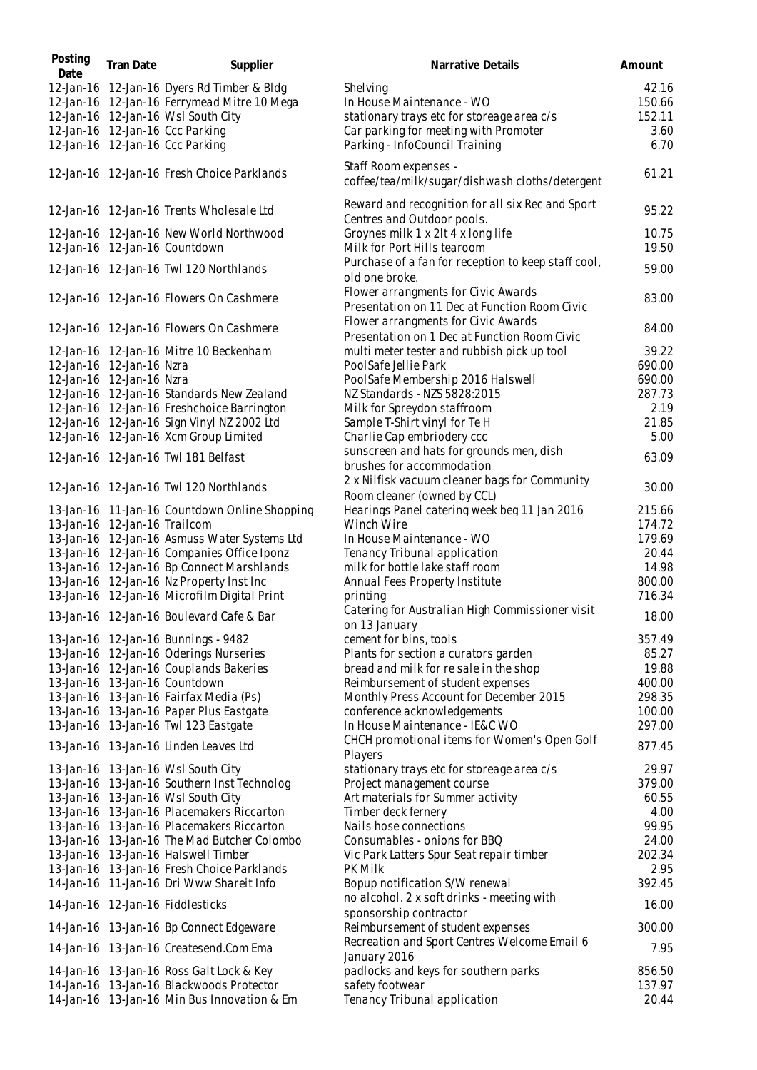| Posting Date | Tran Date | Supplier | Narrative Details | Amount |
|---|---|---|---|---|
| 12-Jan-16 | 12-Jan-16 | Dyers Rd Timber & Bldg | Shelving | 42.16 |
| 12-Jan-16 | 12-Jan-16 | Ferrymead Mitre 10 Mega | In House Maintenance - WO | 150.66 |
| 12-Jan-16 | 12-Jan-16 | Wsl South City | stationary trays etc for storeage area c/s | 152.11 |
| 12-Jan-16 | 12-Jan-16 | Ccc Parking | Car parking for meeting with Promoter | 3.60 |
| 12-Jan-16 | 12-Jan-16 | Ccc Parking | Parking - InfoCouncil Training | 6.70 |
| 12-Jan-16 | 12-Jan-16 | Fresh Choice Parklands | Staff Room expenses - coffee/tea/milk/sugar/dishwash cloths/detergent | 61.21 |
| 12-Jan-16 | 12-Jan-16 | Trents Wholesale Ltd | Reward and recognition for all six Rec and Sport Centres and Outdoor pools. | 95.22 |
| 12-Jan-16 | 12-Jan-16 | New World Northwood | Groynes milk 1 x 2lt 4 x long life | 10.75 |
| 12-Jan-16 | 12-Jan-16 | Countdown | Milk for Port Hills tearoom | 19.50 |
| 12-Jan-16 | 12-Jan-16 | Twl 120 Northlands | Purchase of a fan for reception to keep staff cool, old one broke. | 59.00 |
| 12-Jan-16 | 12-Jan-16 | Flowers On Cashmere | Flower arrangments for Civic Awards Presentation on 11 Dec at Function Room Civic | 83.00 |
| 12-Jan-16 | 12-Jan-16 | Flowers On Cashmere | Flower arrangments for Civic Awards Presentation on 1 Dec at Function Room Civic | 84.00 |
| 12-Jan-16 | 12-Jan-16 | Mitre 10 Beckenham | multi meter tester and rubbish pick up tool | 39.22 |
| 12-Jan-16 | 12-Jan-16 | Nzra | PoolSafe Jellie Park | 690.00 |
| 12-Jan-16 | 12-Jan-16 | Nzra | PoolSafe Membership 2016 Halswell | 690.00 |
| 12-Jan-16 | 12-Jan-16 | Standards New Zealand | NZ Standards - NZS 5828:2015 | 287.73 |
| 12-Jan-16 | 12-Jan-16 | Freshchoice Barrington | Milk for Spreydon staffroom | 2.19 |
| 12-Jan-16 | 12-Jan-16 | Sign Vinyl NZ 2002 Ltd | Sample T-Shirt vinyl for Te H | 21.85 |
| 12-Jan-16 | 12-Jan-16 | Xcm Group Limited | Charlie Cap embriodery ccc | 5.00 |
| 12-Jan-16 | 12-Jan-16 | Twl 181 Belfast | sunscreen and hats for grounds men, dish brushes for accommodation | 63.09 |
| 12-Jan-16 | 12-Jan-16 | Twl 120 Northlands | 2 x Nilfisk vacuum cleaner bags for Community Room cleaner (owned by CCL) | 30.00 |
| 13-Jan-16 | 11-Jan-16 | Countdown Online Shopping | Hearings Panel catering week beg 11 Jan 2016 | 215.66 |
| 13-Jan-16 | 12-Jan-16 | Trailcom | Winch Wire | 174.72 |
| 13-Jan-16 | 12-Jan-16 | Asmuss Water Systems Ltd | In House Maintenance - WO | 179.69 |
| 13-Jan-16 | 12-Jan-16 | Companies Office Iponz | Tenancy Tribunal application | 20.44 |
| 13-Jan-16 | 12-Jan-16 | Bp Connect Marshlands | milk for bottle lake staff room | 14.98 |
| 13-Jan-16 | 12-Jan-16 | Nz Property Inst Inc | Annual Fees Property Institute | 800.00 |
| 13-Jan-16 | 12-Jan-16 | Microfilm Digital Print | printing | 716.34 |
| 13-Jan-16 | 12-Jan-16 | Boulevard Cafe & Bar | Catering for Australian High Commissioner visit on 13 January | 18.00 |
| 13-Jan-16 | 12-Jan-16 | Bunnings - 9482 | cement for bins, tools | 357.49 |
| 13-Jan-16 | 12-Jan-16 | Oderings Nurseries | Plants for section a curators garden | 85.27 |
| 13-Jan-16 | 12-Jan-16 | Couplands Bakeries | bread and milk for re sale in the shop | 19.88 |
| 13-Jan-16 | 13-Jan-16 | Countdown | Reimbursement of student expenses | 400.00 |
| 13-Jan-16 | 13-Jan-16 | Fairfax Media (Ps) | Monthly Press Account for December 2015 | 298.35 |
| 13-Jan-16 | 13-Jan-16 | Paper Plus Eastgate | conference acknowledgements | 100.00 |
| 13-Jan-16 | 13-Jan-16 | Twl 123 Eastgate | In House Maintenance - IE&C WO | 297.00 |
| 13-Jan-16 | 13-Jan-16 | Linden Leaves Ltd | CHCH promotional items for Women's Open Golf Players | 877.45 |
| 13-Jan-16 | 13-Jan-16 | Wsl South City | stationary trays etc for storeage area c/s | 29.97 |
| 13-Jan-16 | 13-Jan-16 | Southern Inst Technolog | Project management course | 379.00 |
| 13-Jan-16 | 13-Jan-16 | Wsl South City | Art materials for Summer activity | 60.55 |
| 13-Jan-16 | 13-Jan-16 | Placemakers Riccarton | Timber deck fernery | 4.00 |
| 13-Jan-16 | 13-Jan-16 | Placemakers Riccarton | Nails hose connections | 99.95 |
| 13-Jan-16 | 13-Jan-16 | The Mad Butcher Colombo | Consumables - onions for BBQ | 24.00 |
| 13-Jan-16 | 13-Jan-16 | Halswell Timber | Vic Park Latters Spur Seat repair timber | 202.34 |
| 13-Jan-16 | 13-Jan-16 | Fresh Choice Parklands | PK Milk | 2.95 |
| 14-Jan-16 | 11-Jan-16 | Dri Www Shareit Info | Bopup notification S/W renewal | 392.45 |
| 14-Jan-16 | 12-Jan-16 | Fiddlesticks | no alcohol. 2 x soft drinks - meeting with sponsorship contractor | 16.00 |
| 14-Jan-16 | 13-Jan-16 | Bp Connect Edgeware | Reimbursement of student expenses | 300.00 |
| 14-Jan-16 | 13-Jan-16 | Createsend.Com Ema | Recreation and Sport Centres Welcome Email 6 January 2016 | 7.95 |
| 14-Jan-16 | 13-Jan-16 | Ross Galt Lock & Key | padlocks and keys for southern parks | 856.50 |
| 14-Jan-16 | 13-Jan-16 | Blackwoods Protector | safety footwear | 137.97 |
| 14-Jan-16 | 13-Jan-16 | Min Bus Innovation & Em | Tenancy Tribunal application | 20.44 |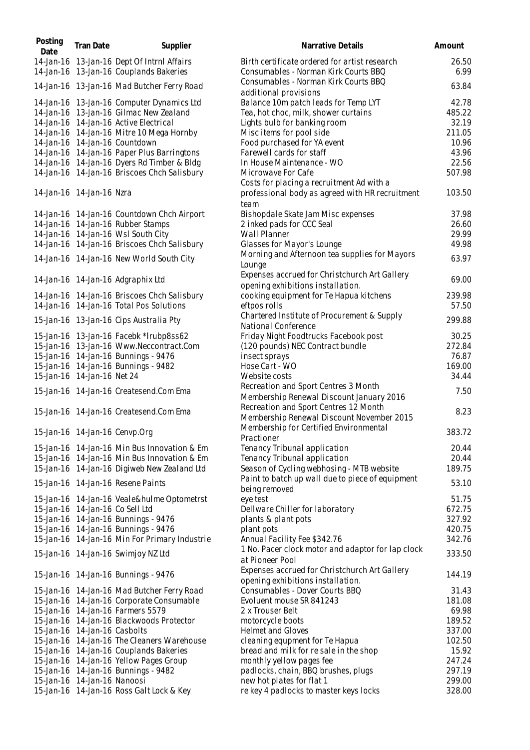| Posting Date | Tran Date | Supplier | Narrative Details | Amount |
|---|---|---|---|---|
| 14-Jan-16 | 13-Jan-16 | Dept Of Intrnl Affairs | Birth certificate ordered for artist research | 26.50 |
| 14-Jan-16 | 13-Jan-16 | Couplands Bakeries | Consumables - Norman Kirk Courts BBQ | 6.99 |
| 14-Jan-16 | 13-Jan-16 | Mad Butcher Ferry Road | Consumables - Norman Kirk Courts BBQ additional provisions | 63.84 |
| 14-Jan-16 | 13-Jan-16 | Computer Dynamics Ltd | Balance 10m patch leads for Temp LYT | 42.78 |
| 14-Jan-16 | 13-Jan-16 | Gilmac New Zealand | Tea, hot choc, milk, shower curtains | 485.22 |
| 14-Jan-16 | 14-Jan-16 | Active Electrical | Lights bulb for banking room | 32.19 |
| 14-Jan-16 | 14-Jan-16 | Mitre 10 Mega Hornby | Misc items for pool side | 211.05 |
| 14-Jan-16 | 14-Jan-16 | Countdown | Food purchased for YA event | 10.96 |
| 14-Jan-16 | 14-Jan-16 | Paper Plus Barringtons | Farewell cards for staff | 43.96 |
| 14-Jan-16 | 14-Jan-16 | Dyers Rd Timber & Bldg | In House Maintenance - WO | 22.56 |
| 14-Jan-16 | 14-Jan-16 | Briscoes Chch Salisbury | Microwave For Cafe | 507.98 |
| 14-Jan-16 | 14-Jan-16 | Nzra | Costs for placing a recruitment Ad with a professional body as agreed with HR recruitment team | 103.50 |
| 14-Jan-16 | 14-Jan-16 | Countdown Chch Airport | Bishopdale Skate Jam Misc expenses | 37.98 |
| 14-Jan-16 | 14-Jan-16 | Rubber Stamps | 2 inked pads for CCC Seal | 26.60 |
| 14-Jan-16 | 14-Jan-16 | Wsl South City | Wall Planner | 29.99 |
| 14-Jan-16 | 14-Jan-16 | Briscoes Chch Salisbury | Glasses for Mayor's Lounge | 49.98 |
| 14-Jan-16 | 14-Jan-16 | New World South City | Morning and Afternoon tea supplies for Mayors Lounge | 63.97 |
| 14-Jan-16 | 14-Jan-16 | Adgraphix Ltd | Expenses accrued for Christchurch Art Gallery opening exhibitions installation. | 69.00 |
| 14-Jan-16 | 14-Jan-16 | Briscoes Chch Salisbury | cooking equipment for Te Hapua kitchens | 239.98 |
| 14-Jan-16 | 14-Jan-16 | Total Pos Solutions | eftpos rolls | 57.50 |
| 15-Jan-16 | 13-Jan-16 | Cips Australia Pty | Chartered Institute of Procurement & Supply National Conference | 299.88 |
| 15-Jan-16 | 13-Jan-16 | Facebk *lrubp8ss62 | Friday Night Foodtrucks Facebook post | 30.25 |
| 15-Jan-16 | 13-Jan-16 | Www.Neccontract.Com | (120 pounds) NEC Contract bundle | 272.84 |
| 15-Jan-16 | 14-Jan-16 | Bunnings - 9476 | insect sprays | 76.87 |
| 15-Jan-16 | 14-Jan-16 | Bunnings - 9482 | Hose Cart - WO | 169.00 |
| 15-Jan-16 | 14-Jan-16 | Net 24 | Website costs | 34.44 |
| 15-Jan-16 | 14-Jan-16 | Createsend.Com Ema | Recreation and Sport Centres 3 Month Membership Renewal Discount January 2016 | 7.50 |
| 15-Jan-16 | 14-Jan-16 | Createsend.Com Ema | Recreation and Sport Centres 12 Month Membership Renewal Discount November 2015 | 8.23 |
| 15-Jan-16 | 14-Jan-16 | Cenvp.Org | Membership for Certified Environmental Practioner | 383.72 |
| 15-Jan-16 | 14-Jan-16 | Min Bus Innovation & Em | Tenancy Tribunal application | 20.44 |
| 15-Jan-16 | 14-Jan-16 | Min Bus Innovation & Em | Tenancy Tribunal application | 20.44 |
| 15-Jan-16 | 14-Jan-16 | Digiweb New Zealand Ltd | Season of Cycling webhosing - MTB website | 189.75 |
| 15-Jan-16 | 14-Jan-16 | Resene Paints | Paint to batch up wall due to piece of equipment being removed | 53.10 |
| 15-Jan-16 | 14-Jan-16 | Veale&hulme Optometrst | eye test | 51.75 |
| 15-Jan-16 | 14-Jan-16 | Co Sell Ltd | Dellware Chiller for laboratory | 672.75 |
| 15-Jan-16 | 14-Jan-16 | Bunnings - 9476 | plants & plant pots | 327.92 |
| 15-Jan-16 | 14-Jan-16 | Bunnings - 9476 | plant pots | 420.75 |
| 15-Jan-16 | 14-Jan-16 | Min For Primary Industrie | Annual Facility Fee $342.76 | 342.76 |
| 15-Jan-16 | 14-Jan-16 | Swimjoy NZ Ltd | 1 No. Pacer clock motor and adaptor for lap clock at Pioneer Pool | 333.50 |
| 15-Jan-16 | 14-Jan-16 | Bunnings - 9476 | Expenses accrued for Christchurch Art Gallery opening exhibitions installation. | 144.19 |
| 15-Jan-16 | 14-Jan-16 | Mad Butcher Ferry Road | Consumables - Dover Courts BBQ | 31.43 |
| 15-Jan-16 | 14-Jan-16 | Corporate Consumable | Evoluent mouse SR 841243 | 181.08 |
| 15-Jan-16 | 14-Jan-16 | Farmers 5579 | 2 x Trouser Belt | 69.98 |
| 15-Jan-16 | 14-Jan-16 | Blackwoods Protector | motorcycle boots | 189.52 |
| 15-Jan-16 | 14-Jan-16 | Casbolts | Helmet and Gloves | 337.00 |
| 15-Jan-16 | 14-Jan-16 | The Cleaners Warehouse | cleaning equpment for Te Hapua | 102.50 |
| 15-Jan-16 | 14-Jan-16 | Couplands Bakeries | bread and milk for re sale in the shop | 15.92 |
| 15-Jan-16 | 14-Jan-16 | Yellow Pages Group | monthly yellow pages fee | 247.24 |
| 15-Jan-16 | 14-Jan-16 | Bunnings - 9482 | padlocks, chain, BBQ brushes, plugs | 297.19 |
| 15-Jan-16 | 14-Jan-16 | Nanoosi | new hot plates for flat 1 | 299.00 |
| 15-Jan-16 | 14-Jan-16 | Ross Galt Lock & Key | re key 4 padlocks to master keys locks | 328.00 |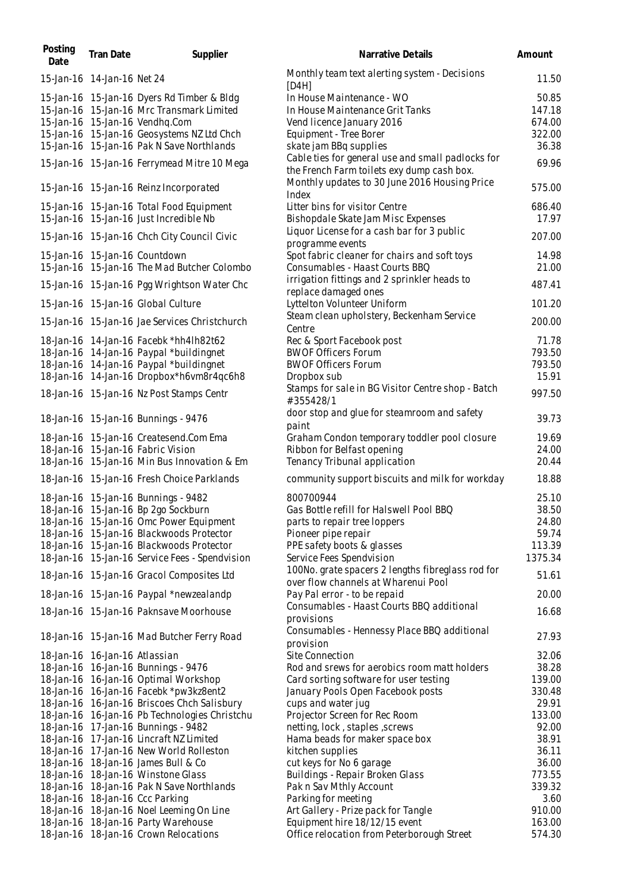| Posting Date | Tran Date | Supplier | Narrative Details | Amount |
|---|---|---|---|---|
| 15-Jan-16 | 14-Jan-16 | Net 24 | Monthly team text alerting system - Decisions [D4H] | 11.50 |
| 15-Jan-16 | 15-Jan-16 | Dyers Rd Timber & Bldg | In House Maintenance - WO | 50.85 |
| 15-Jan-16 | 15-Jan-16 | Mrc Transmark Limited | In House Maintenance Grit Tanks | 147.18 |
| 15-Jan-16 | 15-Jan-16 | Vendhq.Com | Vend licence January 2016 | 674.00 |
| 15-Jan-16 | 15-Jan-16 | Geosystems NZ Ltd Chch | Equipment - Tree Borer | 322.00 |
| 15-Jan-16 | 15-Jan-16 | Pak N Save Northlands | skate jam BBq supplies | 36.38 |
| 15-Jan-16 | 15-Jan-16 | Ferrymead Mitre 10 Mega | Cable ties for general use and small padlocks for the French Farm toilets exy dump cash box. | 69.96 |
| 15-Jan-16 | 15-Jan-16 | Reinz Incorporated | Monthly updates to 30 June 2016 Housing Price Index | 575.00 |
| 15-Jan-16 | 15-Jan-16 | Total Food Equipment | Litter bins for visitor Centre | 686.40 |
| 15-Jan-16 | 15-Jan-16 | Just Incredible Nb | Bishopdale Skate Jam Misc Expenses | 17.97 |
| 15-Jan-16 | 15-Jan-16 | Chch City Council Civic | Liquor License for a cash bar for 3 public programme events | 207.00 |
| 15-Jan-16 | 15-Jan-16 | Countdown | Spot fabric cleaner for chairs and soft toys | 14.98 |
| 15-Jan-16 | 15-Jan-16 | The Mad Butcher Colombo | Consumables - Haast Courts BBQ | 21.00 |
| 15-Jan-16 | 15-Jan-16 | Pgg Wrightson Water Chc | irrigation fittings and 2 sprinkler heads to replace damaged ones | 487.41 |
| 15-Jan-16 | 15-Jan-16 | Global Culture | Lyttelton Volunteer Uniform | 101.20 |
| 15-Jan-16 | 15-Jan-16 | Jae Services Christchurch | Steam clean upholstery, Beckenham Service Centre | 200.00 |
| 18-Jan-16 | 14-Jan-16 | Facebk *hh4lh82t62 | Rec & Sport Facebook post | 71.78 |
| 18-Jan-16 | 14-Jan-16 | Paypal *buildingnet | BWOF Officers Forum | 793.50 |
| 18-Jan-16 | 14-Jan-16 | Paypal *buildingnet | BWOF Officers Forum | 793.50 |
| 18-Jan-16 | 14-Jan-16 | Dropbox*h6vm8r4qc6h8 | Dropbox sub | 15.91 |
| 18-Jan-16 | 15-Jan-16 | Nz Post Stamps Centr | Stamps for sale in BG Visitor Centre shop - Batch #355428/1 | 997.50 |
| 18-Jan-16 | 15-Jan-16 | Bunnings - 9476 | door stop and glue for steamroom and safety paint | 39.73 |
| 18-Jan-16 | 15-Jan-16 | Createsend.Com Ema | Graham Condon temporary toddler pool closure | 19.69 |
| 18-Jan-16 | 15-Jan-16 | Fabric Vision | Ribbon for Belfast opening | 24.00 |
| 18-Jan-16 | 15-Jan-16 | Min Bus Innovation & Em | Tenancy Tribunal application | 20.44 |
| 18-Jan-16 | 15-Jan-16 | Fresh Choice Parklands | community support biscuits and milk for workday | 18.88 |
| 18-Jan-16 | 15-Jan-16 | Bunnings - 9482 | 800700944 | 25.10 |
| 18-Jan-16 | 15-Jan-16 | Bp 2go Sockburn | Gas Bottle refill for Halswell Pool BBQ | 38.50 |
| 18-Jan-16 | 15-Jan-16 | Omc Power Equipment | parts to repair tree loppers | 24.80 |
| 18-Jan-16 | 15-Jan-16 | Blackwoods Protector | Pioneer pipe repair | 59.74 |
| 18-Jan-16 | 15-Jan-16 | Blackwoods Protector | PPE safety boots & glasses | 113.39 |
| 18-Jan-16 | 15-Jan-16 | Service Fees - Spendvision | Service Fees Spendvision | 1375.34 |
| 18-Jan-16 | 15-Jan-16 | Gracol Composites Ltd | 100No. grate spacers 2 lengths fibreglass rod for over flow channels at Wharenui Pool | 51.61 |
| 18-Jan-16 | 15-Jan-16 | Paypal *newzealandp | Pay Pal error - to be repaid | 20.00 |
| 18-Jan-16 | 15-Jan-16 | Paknsave Moorhouse | Consumables - Haast Courts BBQ additional provisions | 16.68 |
| 18-Jan-16 | 15-Jan-16 | Mad Butcher Ferry Road | Consumables - Hennessy Place BBQ additional provision | 27.93 |
| 18-Jan-16 | 16-Jan-16 | Atlassian | Site Connection | 32.06 |
| 18-Jan-16 | 16-Jan-16 | Bunnings - 9476 | Rod and srews for aerobics room matt holders | 38.28 |
| 18-Jan-16 | 16-Jan-16 | Optimal Workshop | Card sorting software for user testing | 139.00 |
| 18-Jan-16 | 16-Jan-16 | Facebk *pw3kz8ent2 | January Pools Open Facebook posts | 330.48 |
| 18-Jan-16 | 16-Jan-16 | Briscoes Chch Salisbury | cups and water jug | 29.91 |
| 18-Jan-16 | 16-Jan-16 | Pb Technologies Christchu | Projector Screen for Rec Room | 133.00 |
| 18-Jan-16 | 17-Jan-16 | Bunnings - 9482 | netting, lock , staples ,screws | 92.00 |
| 18-Jan-16 | 17-Jan-16 | Lincraft NZ Limited | Hama beads for maker space box | 38.91 |
| 18-Jan-16 | 17-Jan-16 | New World Rolleston | kitchen supplies | 36.11 |
| 18-Jan-16 | 18-Jan-16 | James Bull & Co | cut keys for No 6 garage | 36.00 |
| 18-Jan-16 | 18-Jan-16 | Winstone Glass | Buildings - Repair Broken Glass | 773.55 |
| 18-Jan-16 | 18-Jan-16 | Pak N Save Northlands | Pak n Sav Mthly Account | 339.32 |
| 18-Jan-16 | 18-Jan-16 | Ccc Parking | Parking for meeting | 3.60 |
| 18-Jan-16 | 18-Jan-16 | Noel Leeming On Line | Art Gallery - Prize pack for Tangle | 910.00 |
| 18-Jan-16 | 18-Jan-16 | Party Warehouse | Equipment hire 18/12/15 event | 163.00 |
| 18-Jan-16 | 18-Jan-16 | Crown Relocations | Office relocation from Peterborough Street | 574.30 |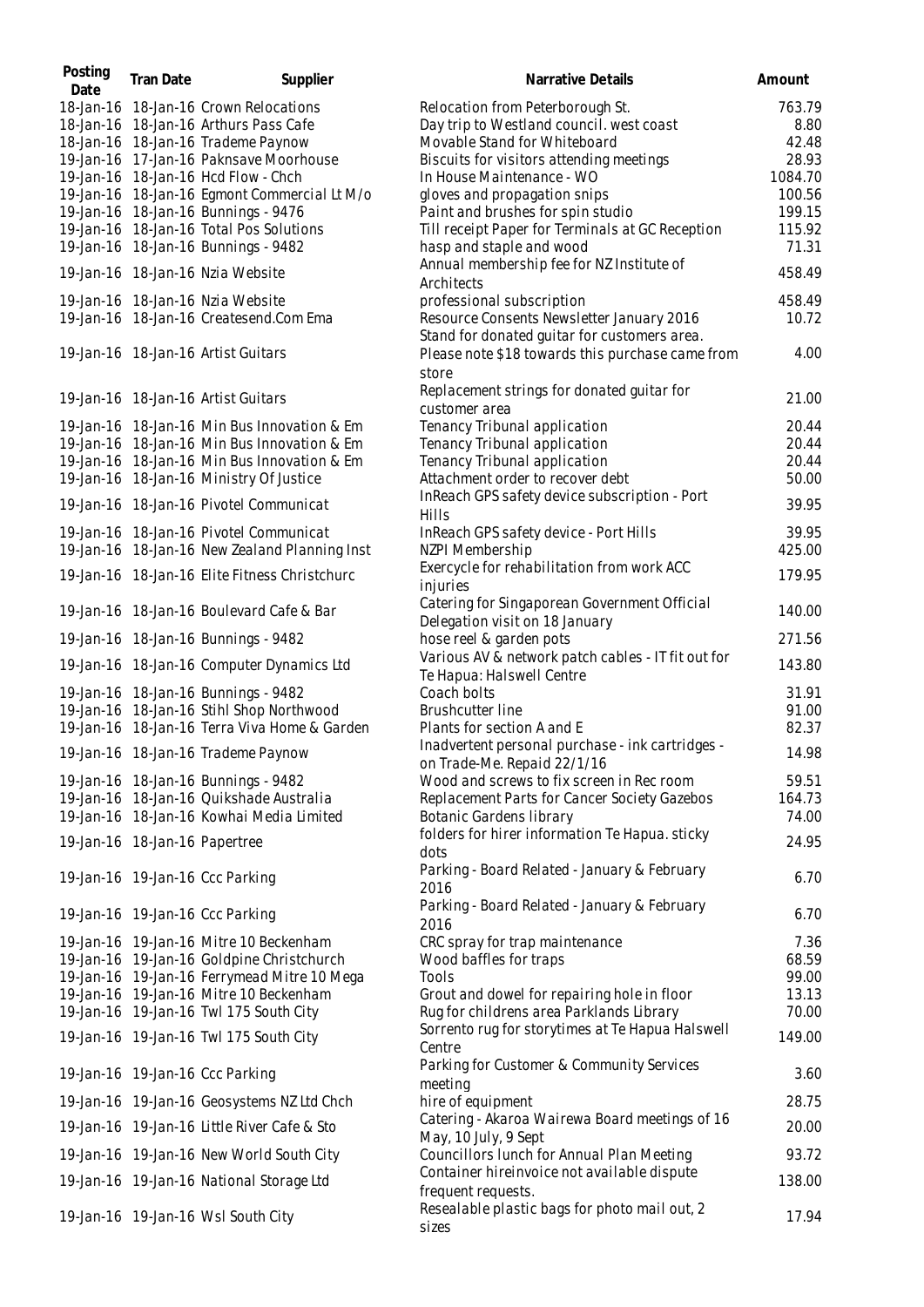| Posting Date | Tran Date | Supplier | Narrative Details | Amount |
|---|---|---|---|---|
| 18-Jan-16 | 18-Jan-16 | Crown Relocations | Relocation from Peterborough St. | 763.79 |
| 18-Jan-16 | 18-Jan-16 | Arthurs Pass Cafe | Day trip to Westland council. west coast | 8.80 |
| 18-Jan-16 | 18-Jan-16 | Trademe Paynow | Movable Stand for Whiteboard | 42.48 |
| 19-Jan-16 | 17-Jan-16 | Paknsave Moorhouse | Biscuits for visitors attending meetings | 28.93 |
| 19-Jan-16 | 18-Jan-16 | Hcd Flow - Chch | In House Maintenance - WO | 1084.70 |
| 19-Jan-16 | 18-Jan-16 | Egmont Commercial Lt M/o | gloves and propagation snips | 100.56 |
| 19-Jan-16 | 18-Jan-16 | Bunnings - 9476 | Paint and brushes for spin studio | 199.15 |
| 19-Jan-16 | 18-Jan-16 | Total Pos Solutions | Till receipt Paper for Terminals at GC Reception | 115.92 |
| 19-Jan-16 | 18-Jan-16 | Bunnings - 9482 | hasp and staple and wood | 71.31 |
| 19-Jan-16 | 18-Jan-16 | Nzia Website | Annual membership fee for NZ Institute of Architects | 458.49 |
| 19-Jan-16 | 18-Jan-16 | Nzia Website | professional subscription | 458.49 |
| 19-Jan-16 | 18-Jan-16 | Createsend.Com Ema | Resource Consents Newsletter January 2016 | 10.72 |
| 19-Jan-16 | 18-Jan-16 | Artist Guitars | Stand for donated guitar for customers area. Please note $18 towards this purchase came from store | 4.00 |
| 19-Jan-16 | 18-Jan-16 | Artist Guitars | Replacement strings for donated guitar for customer area | 21.00 |
| 19-Jan-16 | 18-Jan-16 | Min Bus Innovation & Em | Tenancy Tribunal application | 20.44 |
| 19-Jan-16 | 18-Jan-16 | Min Bus Innovation & Em | Tenancy Tribunal application | 20.44 |
| 19-Jan-16 | 18-Jan-16 | Min Bus Innovation & Em | Tenancy Tribunal application | 20.44 |
| 19-Jan-16 | 18-Jan-16 | Ministry Of Justice | Attachment order to recover debt | 50.00 |
| 19-Jan-16 | 18-Jan-16 | Pivotel Communicat | InReach GPS safety device subscription - Port Hills | 39.95 |
| 19-Jan-16 | 18-Jan-16 | Pivotel Communicat | InReach GPS safety device - Port Hills | 39.95 |
| 19-Jan-16 | 18-Jan-16 | New Zealand Planning Inst | NZPI Membership | 425.00 |
| 19-Jan-16 | 18-Jan-16 | Elite Fitness Christchurc | Exercycle for rehabilitation from work ACC injuries | 179.95 |
| 19-Jan-16 | 18-Jan-16 | Boulevard Cafe & Bar | Catering for Singaporean Government Official Delegation visit on 18 January | 140.00 |
| 19-Jan-16 | 18-Jan-16 | Bunnings - 9482 | hose reel & garden pots | 271.56 |
| 19-Jan-16 | 18-Jan-16 | Computer Dynamics Ltd | Various AV & network patch cables - IT fit out for Te Hapua: Halswell Centre | 143.80 |
| 19-Jan-16 | 18-Jan-16 | Bunnings - 9482 | Coach bolts | 31.91 |
| 19-Jan-16 | 18-Jan-16 | Stihl Shop Northwood | Brushcutter line | 91.00 |
| 19-Jan-16 | 18-Jan-16 | Terra Viva Home & Garden | Plants for section A and E | 82.37 |
| 19-Jan-16 | 18-Jan-16 | Trademe Paynow | Inadvertent personal purchase - ink cartridges - on Trade-Me. Repaid 22/1/16 | 14.98 |
| 19-Jan-16 | 18-Jan-16 | Bunnings - 9482 | Wood and screws to fix screen in Rec room | 59.51 |
| 19-Jan-16 | 18-Jan-16 | Quikshade Australia | Replacement Parts for Cancer Society Gazebos | 164.73 |
| 19-Jan-16 | 18-Jan-16 | Kowhai Media Limited | Botanic Gardens library | 74.00 |
| 19-Jan-16 | 18-Jan-16 | Papertree | folders for hirer information Te Hapua. sticky dots | 24.95 |
| 19-Jan-16 | 19-Jan-16 | Ccc Parking | Parking - Board Related - January & February 2016 | 6.70 |
| 19-Jan-16 | 19-Jan-16 | Ccc Parking | Parking - Board Related - January & February 2016 | 6.70 |
| 19-Jan-16 | 19-Jan-16 | Mitre 10 Beckenham | CRC spray for trap maintenance | 7.36 |
| 19-Jan-16 | 19-Jan-16 | Goldpine Christchurch | Wood baffles for traps | 68.59 |
| 19-Jan-16 | 19-Jan-16 | Ferrymead Mitre 10 Mega | Tools | 99.00 |
| 19-Jan-16 | 19-Jan-16 | Mitre 10 Beckenham | Grout and dowel for repairing hole in floor | 13.13 |
| 19-Jan-16 | 19-Jan-16 | Twl 175 South City | Rug for childrens area Parklands Library | 70.00 |
| 19-Jan-16 | 19-Jan-16 | Twl 175 South City | Sorrento rug for storytimes at Te Hapua Halswell Centre | 149.00 |
| 19-Jan-16 | 19-Jan-16 | Ccc Parking | Parking for Customer & Community Services meeting | 3.60 |
| 19-Jan-16 | 19-Jan-16 | Geosystems NZ Ltd Chch | hire of equipment | 28.75 |
| 19-Jan-16 | 19-Jan-16 | Little River Cafe & Sto | Catering - Akaroa Wairewa Board meetings of 16 May, 10 July, 9 Sept | 20.00 |
| 19-Jan-16 | 19-Jan-16 | New World South City | Councillors lunch for Annual Plan Meeting | 93.72 |
| 19-Jan-16 | 19-Jan-16 | National Storage Ltd | Container hireinvoice not available dispute frequent requests. | 138.00 |
| 19-Jan-16 | 19-Jan-16 | Wsl South City | Resealable plastic bags for photo mail out, 2 sizes | 17.94 |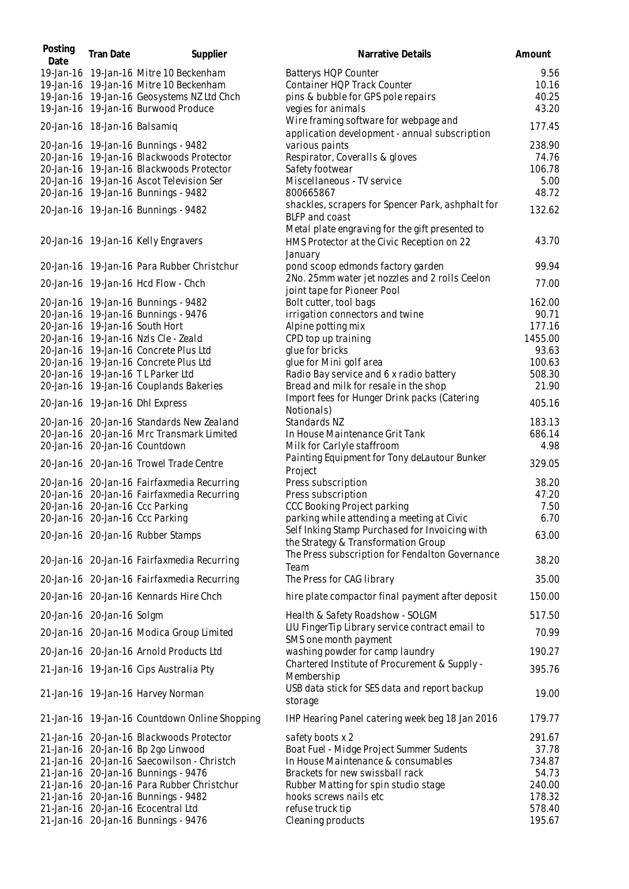| Posting Date | Tran Date | Supplier | Narrative Details | Amount |
|---|---|---|---|---|
| 19-Jan-16 | 19-Jan-16 | Mitre 10 Beckenham | Batterys HQP Counter | 9.56 |
| 19-Jan-16 | 19-Jan-16 | Mitre 10 Beckenham | Container HQP Track Counter | 10.16 |
| 19-Jan-16 | 19-Jan-16 | Geosystems NZ Ltd Chch | pins & bubble for GPS pole repairs | 40.25 |
| 19-Jan-16 | 19-Jan-16 | Burwood Produce | vegies for animals | 43.20 |
| 20-Jan-16 | 18-Jan-16 | Balsamiq | Wire framing software for webpage and application development - annual subscription | 177.45 |
| 20-Jan-16 | 19-Jan-16 | Bunnings - 9482 | various paints | 238.90 |
| 20-Jan-16 | 19-Jan-16 | Blackwoods Protector | Respirator, Coveralls & gloves | 74.76 |
| 20-Jan-16 | 19-Jan-16 | Blackwoods Protector | Safety footwear | 106.78 |
| 20-Jan-16 | 19-Jan-16 | Ascot Television Ser | Miscellaneous - TV service | 5.00 |
| 20-Jan-16 | 19-Jan-16 | Bunnings - 9482 | 800665867 | 48.72 |
| 20-Jan-16 | 19-Jan-16 | Bunnings - 9482 | shackles, scrapers for Spencer Park, ashphalt for BLFP and coast | 132.62 |
| 20-Jan-16 | 19-Jan-16 | Kelly Engravers | Metal plate engraving for the gift presented to HMS Protector at the Civic Reception on 22 January | 43.70 |
| 20-Jan-16 | 19-Jan-16 | Para Rubber Christchur | pond scoop edmonds factory garden | 99.94 |
| 20-Jan-16 | 19-Jan-16 | Hcd Flow - Chch | 2No. 25mm water jet nozzles and 2 rolls Ceelon joint tape for Pioneer Pool | 77.00 |
| 20-Jan-16 | 19-Jan-16 | Bunnings - 9482 | Bolt cutter, tool bags | 162.00 |
| 20-Jan-16 | 19-Jan-16 | Bunnings - 9476 | irrigation connectors and twine | 90.71 |
| 20-Jan-16 | 19-Jan-16 | South Hort | Alpine potting mix | 177.16 |
| 20-Jan-16 | 19-Jan-16 | Nzls Cle - Zeald | CPD top up training | 1455.00 |
| 20-Jan-16 | 19-Jan-16 | Concrete Plus Ltd | glue for bricks | 93.63 |
| 20-Jan-16 | 19-Jan-16 | Concrete Plus Ltd | glue for Mini golf area | 100.63 |
| 20-Jan-16 | 19-Jan-16 | T L Parker Ltd | Radio Bay service and 6 x radio battery | 508.30 |
| 20-Jan-16 | 19-Jan-16 | Couplands Bakeries | Bread and milk for resale in the shop | 21.90 |
| 20-Jan-16 | 19-Jan-16 | Dhl Express | Import fees for Hunger Drink packs (Catering Notionals) | 405.16 |
| 20-Jan-16 | 20-Jan-16 | Standards New Zealand | Standards NZ | 183.13 |
| 20-Jan-16 | 20-Jan-16 | Mrc Transmark Limited | In House Maintenance Grit Tank | 686.14 |
| 20-Jan-16 | 20-Jan-16 | Countdown | Milk for Carlyle staffroom | 4.98 |
| 20-Jan-16 | 20-Jan-16 | Trowel Trade Centre | Painting Equipment for Tony deLautour Bunker Project | 329.05 |
| 20-Jan-16 | 20-Jan-16 | Fairfaxmedia Recurring | Press subscription | 38.20 |
| 20-Jan-16 | 20-Jan-16 | Fairfaxmedia Recurring | Press subscription | 47.20 |
| 20-Jan-16 | 20-Jan-16 | Ccc Parking | CCC Booking Project parking | 7.50 |
| 20-Jan-16 | 20-Jan-16 | Ccc Parking | parking while attending a meeting at Civic | 6.70 |
| 20-Jan-16 | 20-Jan-16 | Rubber Stamps | Self Inking Stamp Purchased for Invoicing with the Strategy & Transformation Group | 63.00 |
| 20-Jan-16 | 20-Jan-16 | Fairfaxmedia Recurring | The Press subscription for Fendalton Governance Team | 38.20 |
| 20-Jan-16 | 20-Jan-16 | Fairfaxmedia Recurring | The Press for CAG library | 35.00 |
| 20-Jan-16 | 20-Jan-16 | Kennards Hire Chch | hire plate compactor final payment after deposit | 150.00 |
| 20-Jan-16 | 20-Jan-16 | Solgm | Health & Safety Roadshow - SOLGM | 517.50 |
| 20-Jan-16 | 20-Jan-16 | Modica Group Limited | LIU FingerTip Library service contract email to SMS one month payment | 70.99 |
| 20-Jan-16 | 20-Jan-16 | Arnold Products Ltd | washing powder for camp laundry | 190.27 |
| 21-Jan-16 | 19-Jan-16 | Cips Australia Pty | Chartered Institute of Procurement & Supply - Membership | 395.76 |
| 21-Jan-16 | 19-Jan-16 | Harvey Norman | USB data stick for SES data and report backup storage | 19.00 |
| 21-Jan-16 | 19-Jan-16 | Countdown Online Shopping | IHP Hearing Panel catering week beg 18 Jan 2016 | 179.77 |
| 21-Jan-16 | 20-Jan-16 | Blackwoods Protector | safety boots x 2 | 291.67 |
| 21-Jan-16 | 20-Jan-16 | Bp 2go Linwood | Boat Fuel - Midge Project Summer Sudents | 37.78 |
| 21-Jan-16 | 20-Jan-16 | Saecowilson - Christch | In House Maintenance & consumables | 734.87 |
| 21-Jan-16 | 20-Jan-16 | Bunnings - 9476 | Brackets for new swissball rack | 54.73 |
| 21-Jan-16 | 20-Jan-16 | Para Rubber Christchur | Rubber Matting for spin studio stage | 240.00 |
| 21-Jan-16 | 20-Jan-16 | Bunnings - 9482 | hooks screws nails etc | 178.32 |
| 21-Jan-16 | 20-Jan-16 | Ecocentral Ltd | refuse truck tip | 578.40 |
| 21-Jan-16 | 20-Jan-16 | Bunnings - 9476 | Cleaning products | 195.67 |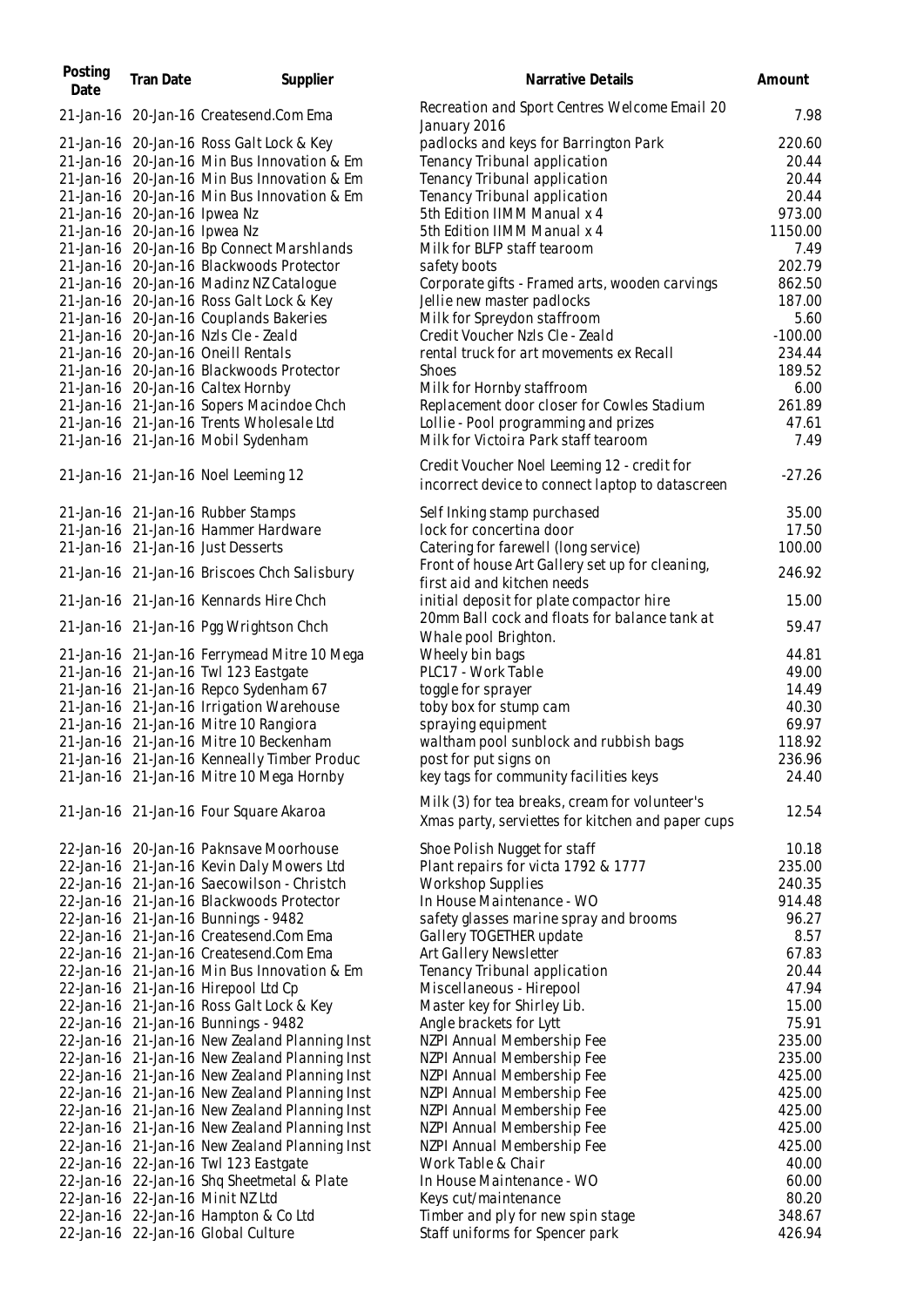| Posting Date | Tran Date | Supplier | Narrative Details | Amount |
|---|---|---|---|---|
| 21-Jan-16 | 20-Jan-16 | Createsend.Com Ema | Recreation and Sport Centres Welcome Email 20 January 2016 | 7.98 |
| 21-Jan-16 | 20-Jan-16 | Ross Galt Lock & Key | padlocks and keys for Barrington Park | 220.60 |
| 21-Jan-16 | 20-Jan-16 | Min Bus Innovation & Em | Tenancy Tribunal application | 20.44 |
| 21-Jan-16 | 20-Jan-16 | Min Bus Innovation & Em | Tenancy Tribunal application | 20.44 |
| 21-Jan-16 | 20-Jan-16 | Min Bus Innovation & Em | Tenancy Tribunal application | 20.44 |
| 21-Jan-16 | 20-Jan-16 | Ipwea Nz | 5th Edition IIMM Manual x 4 | 973.00 |
| 21-Jan-16 | 20-Jan-16 | Ipwea Nz | 5th Edition IIMM Manual x 4 | 1150.00 |
| 21-Jan-16 | 20-Jan-16 | Bp Connect Marshlands | Milk for BLFP staff tearoom | 7.49 |
| 21-Jan-16 | 20-Jan-16 | Blackwoods Protector | safety boots | 202.79 |
| 21-Jan-16 | 20-Jan-16 | Madinz NZ Catalogue | Corporate gifts - Framed arts, wooden carvings | 862.50 |
| 21-Jan-16 | 20-Jan-16 | Ross Galt Lock & Key | Jellie new master padlocks | 187.00 |
| 21-Jan-16 | 20-Jan-16 | Couplands Bakeries | Milk for Spreydon staffroom | 5.60 |
| 21-Jan-16 | 20-Jan-16 | Nzls Cle - Zeald | Credit Voucher Nzls Cle - Zeald | -100.00 |
| 21-Jan-16 | 20-Jan-16 | Oneill Rentals | rental truck for art movements ex Recall | 234.44 |
| 21-Jan-16 | 20-Jan-16 | Blackwoods Protector | Shoes | 189.52 |
| 21-Jan-16 | 20-Jan-16 | Caltex Hornby | Milk for Hornby staffroom | 6.00 |
| 21-Jan-16 | 21-Jan-16 | Sopers Macindoe Chch | Replacement door closer for Cowles Stadium | 261.89 |
| 21-Jan-16 | 21-Jan-16 | Trents Wholesale Ltd | Lollie - Pool programming and prizes | 47.61 |
| 21-Jan-16 | 21-Jan-16 | Mobil Sydenham | Milk for Victoira Park staff tearoom | 7.49 |
| 21-Jan-16 | 21-Jan-16 | Noel Leeming 12 | Credit Voucher Noel Leeming 12 - credit for incorrect device to connect laptop to datascreen | -27.26 |
| 21-Jan-16 | 21-Jan-16 | Rubber Stamps | Self Inking stamp purchased | 35.00 |
| 21-Jan-16 | 21-Jan-16 | Hammer Hardware | lock for concertina door | 17.50 |
| 21-Jan-16 | 21-Jan-16 | Just Desserts | Catering for farewell (long service) | 100.00 |
| 21-Jan-16 | 21-Jan-16 | Briscoes Chch Salisbury | Front of house Art Gallery set up for cleaning, first aid and kitchen needs | 246.92 |
| 21-Jan-16 | 21-Jan-16 | Kennards Hire Chch | initial deposit for plate compactor hire | 15.00 |
| 21-Jan-16 | 21-Jan-16 | Pgg Wrightson Chch | 20mm Ball cock and floats for balance tank at Whale pool Brighton. | 59.47 |
| 21-Jan-16 | 21-Jan-16 | Ferrymead Mitre 10 Mega | Wheely bin bags | 44.81 |
| 21-Jan-16 | 21-Jan-16 | Twl 123 Eastgate | PLC17 - Work Table | 49.00 |
| 21-Jan-16 | 21-Jan-16 | Repco Sydenham 67 | toggle for sprayer | 14.49 |
| 21-Jan-16 | 21-Jan-16 | Irrigation Warehouse | toby box for stump cam | 40.30 |
| 21-Jan-16 | 21-Jan-16 | Mitre 10 Rangiora | spraying equipment | 69.97 |
| 21-Jan-16 | 21-Jan-16 | Mitre 10 Beckenham | waltham pool sunblock and rubbish bags | 118.92 |
| 21-Jan-16 | 21-Jan-16 | Kenneally Timber Produc | post for put signs on | 236.96 |
| 21-Jan-16 | 21-Jan-16 | Mitre 10 Mega Hornby | key tags for community facilities keys | 24.40 |
| 21-Jan-16 | 21-Jan-16 | Four Square Akaroa | Milk (3) for tea breaks, cream for volunteer's Xmas party, serviettes for kitchen and paper cups | 12.54 |
| 22-Jan-16 | 20-Jan-16 | Paknsave Moorhouse | Shoe Polish Nugget for staff | 10.18 |
| 22-Jan-16 | 21-Jan-16 | Kevin Daly Mowers Ltd | Plant repairs for victa 1792 & 1777 | 235.00 |
| 22-Jan-16 | 21-Jan-16 | Saecowilson - Christch | Workshop Supplies | 240.35 |
| 22-Jan-16 | 21-Jan-16 | Blackwoods Protector | In House Maintenance - WO | 914.48 |
| 22-Jan-16 | 21-Jan-16 | Bunnings - 9482 | safety glasses marine spray and brooms | 96.27 |
| 22-Jan-16 | 21-Jan-16 | Createsend.Com Ema | Gallery TOGETHER update | 8.57 |
| 22-Jan-16 | 21-Jan-16 | Createsend.Com Ema | Art Gallery Newsletter | 67.83 |
| 22-Jan-16 | 21-Jan-16 | Min Bus Innovation & Em | Tenancy Tribunal application | 20.44 |
| 22-Jan-16 | 21-Jan-16 | Hirepool Ltd Cp | Miscellaneous - Hirepool | 47.94 |
| 22-Jan-16 | 21-Jan-16 | Ross Galt Lock & Key | Master key for Shirley Lib. | 15.00 |
| 22-Jan-16 | 21-Jan-16 | Bunnings - 9482 | Angle brackets for Lytt | 75.91 |
| 22-Jan-16 | 21-Jan-16 | New Zealand Planning Inst | NZPI Annual Membership Fee | 235.00 |
| 22-Jan-16 | 21-Jan-16 | New Zealand Planning Inst | NZPI Annual Membership Fee | 235.00 |
| 22-Jan-16 | 21-Jan-16 | New Zealand Planning Inst | NZPI Annual Membership Fee | 425.00 |
| 22-Jan-16 | 21-Jan-16 | New Zealand Planning Inst | NZPI Annual Membership Fee | 425.00 |
| 22-Jan-16 | 21-Jan-16 | New Zealand Planning Inst | NZPI Annual Membership Fee | 425.00 |
| 22-Jan-16 | 21-Jan-16 | New Zealand Planning Inst | NZPI Annual Membership Fee | 425.00 |
| 22-Jan-16 | 21-Jan-16 | New Zealand Planning Inst | NZPI Annual Membership Fee | 425.00 |
| 22-Jan-16 | 22-Jan-16 | Twl 123 Eastgate | Work Table & Chair | 40.00 |
| 22-Jan-16 | 22-Jan-16 | Shq Sheetmetal & Plate | In House Maintenance - WO | 60.00 |
| 22-Jan-16 | 22-Jan-16 | Minit NZ Ltd | Keys cut/maintenance | 80.20 |
| 22-Jan-16 | 22-Jan-16 | Hampton & Co Ltd | Timber and ply for new spin stage | 348.67 |
| 22-Jan-16 | 22-Jan-16 | Global Culture | Staff uniforms for Spencer park | 426.94 |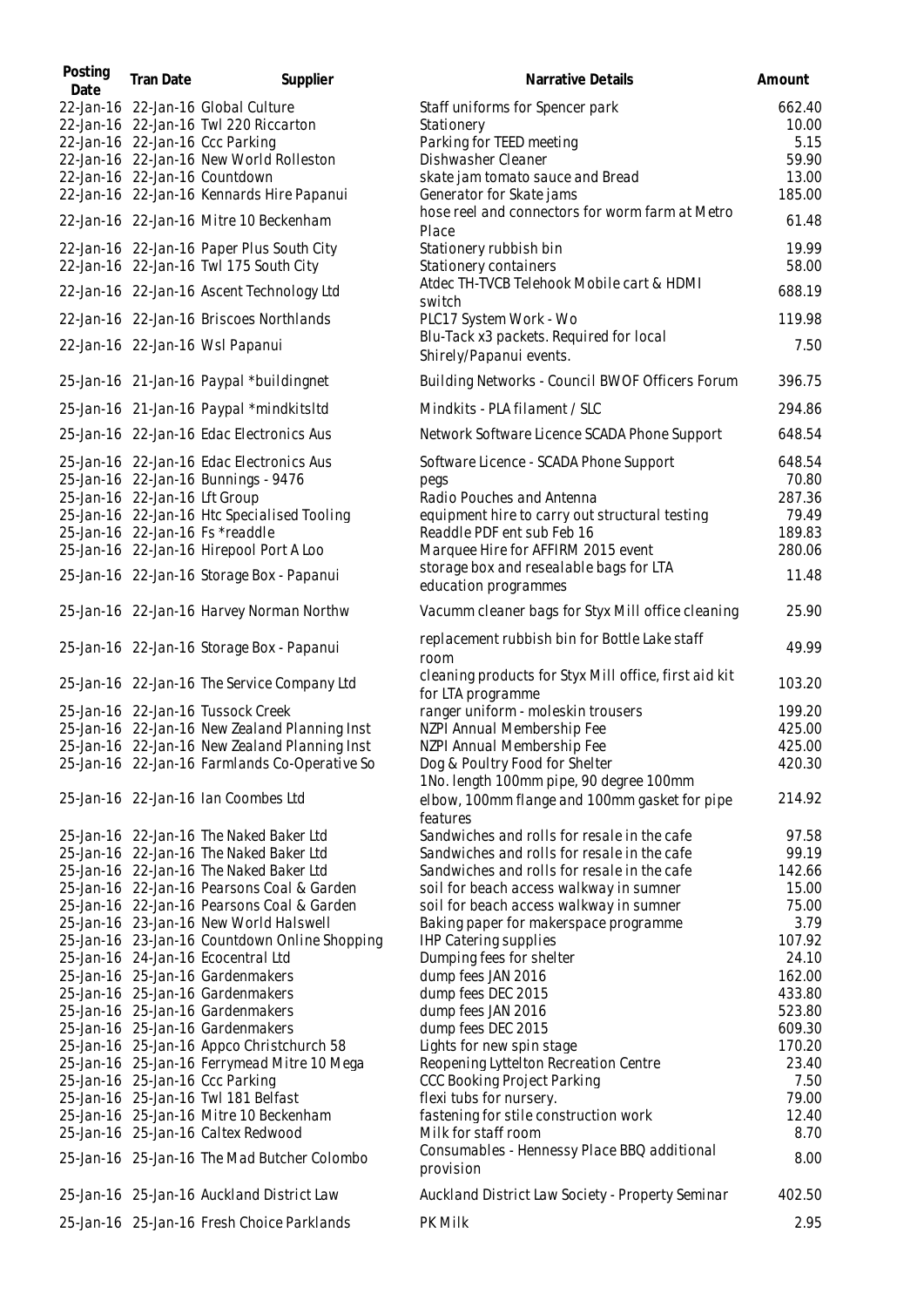| Posting Date | Tran Date | Supplier | Narrative Details | Amount |
|---|---|---|---|---|
| 22-Jan-16 | 22-Jan-16 | Global Culture | Staff uniforms for Spencer park | 662.40 |
| 22-Jan-16 | 22-Jan-16 | Twl 220 Riccarton | Stationery | 10.00 |
| 22-Jan-16 | 22-Jan-16 | Ccc Parking | Parking for TEED meeting | 5.15 |
| 22-Jan-16 | 22-Jan-16 | New World Rolleston | Dishwasher Cleaner | 59.90 |
| 22-Jan-16 | 22-Jan-16 | Countdown | skate jam tomato sauce and Bread | 13.00 |
| 22-Jan-16 | 22-Jan-16 | Kennards Hire Papanui | Generator for Skate jams | 185.00 |
| 22-Jan-16 | 22-Jan-16 | Mitre 10 Beckenham | hose reel and connectors for worm farm at Metro Place | 61.48 |
| 22-Jan-16 | 22-Jan-16 | Paper Plus South City | Stationery rubbish bin | 19.99 |
| 22-Jan-16 | 22-Jan-16 | Twl 175 South City | Stationery containers | 58.00 |
| 22-Jan-16 | 22-Jan-16 | Ascent Technology Ltd | Atdec TH-TVCB Telehook Mobile cart & HDMI switch | 688.19 |
| 22-Jan-16 | 22-Jan-16 | Briscoes Northlands | PLC17 System Work - Wo | 119.98 |
| 22-Jan-16 | 22-Jan-16 | Wsl Papanui | Blu-Tack x3 packets. Required for local Shirely/Papanui events. | 7.50 |
| 25-Jan-16 | 21-Jan-16 | Paypal *buildingnet | Building Networks - Council BWOF Officers Forum | 396.75 |
| 25-Jan-16 | 21-Jan-16 | Paypal *mindkitsltd | Mindkits - PLA filament / SLC | 294.86 |
| 25-Jan-16 | 22-Jan-16 | Edac Electronics Aus | Network Software Licence SCADA Phone Support | 648.54 |
| 25-Jan-16 | 22-Jan-16 | Edac Electronics Aus | Software Licence - SCADA Phone Support | 648.54 |
| 25-Jan-16 | 22-Jan-16 | Bunnings - 9476 | pegs | 70.80 |
| 25-Jan-16 | 22-Jan-16 | Lft Group | Radio Pouches and Antenna | 287.36 |
| 25-Jan-16 | 22-Jan-16 | Htc Specialised Tooling | equipment hire to carry out structural testing | 79.49 |
| 25-Jan-16 | 22-Jan-16 | Fs *readdle | Readdle PDF ent sub Feb 16 | 189.83 |
| 25-Jan-16 | 22-Jan-16 | Hirepool Port A Loo | Marquee Hire for AFFIRM 2015 event | 280.06 |
| 25-Jan-16 | 22-Jan-16 | Storage Box - Papanui | storage box and resealable bags for LTA education programmes | 11.48 |
| 25-Jan-16 | 22-Jan-16 | Harvey Norman Northw | Vacumm cleaner bags for Styx Mill office cleaning | 25.90 |
| 25-Jan-16 | 22-Jan-16 | Storage Box - Papanui | replacement rubbish bin for Bottle Lake staff room | 49.99 |
| 25-Jan-16 | 22-Jan-16 | The Service Company Ltd | cleaning products for Styx Mill office, first aid kit for LTA programme | 103.20 |
| 25-Jan-16 | 22-Jan-16 | Tussock Creek | ranger uniform - moleskin trousers | 199.20 |
| 25-Jan-16 | 22-Jan-16 | New Zealand Planning Inst | NZPI Annual Membership Fee | 425.00 |
| 25-Jan-16 | 22-Jan-16 | New Zealand Planning Inst | NZPI Annual Membership Fee | 425.00 |
| 25-Jan-16 | 22-Jan-16 | Farmlands Co-Operative So | Dog & Poultry Food for Shelter | 420.30 |
| 25-Jan-16 | 22-Jan-16 | Ian Coombes Ltd | 1No. length 100mm pipe, 90 degree 100mm elbow, 100mm flange and 100mm gasket for pipe features | 214.92 |
| 25-Jan-16 | 22-Jan-16 | The Naked Baker Ltd | Sandwiches and rolls for resale in the cafe | 97.58 |
| 25-Jan-16 | 22-Jan-16 | The Naked Baker Ltd | Sandwiches and rolls for resale in the cafe | 99.19 |
| 25-Jan-16 | 22-Jan-16 | The Naked Baker Ltd | Sandwiches and rolls for resale in the cafe | 142.66 |
| 25-Jan-16 | 22-Jan-16 | Pearsons Coal & Garden | soil for beach access walkway in sumner | 15.00 |
| 25-Jan-16 | 22-Jan-16 | Pearsons Coal & Garden | soil for beach access walkway in sumner | 75.00 |
| 25-Jan-16 | 23-Jan-16 | New World Halswell | Baking paper for makerspace programme | 3.79 |
| 25-Jan-16 | 23-Jan-16 | Countdown Online Shopping | IHP Catering supplies | 107.92 |
| 25-Jan-16 | 24-Jan-16 | Ecocentral Ltd | Dumping fees for shelter | 24.10 |
| 25-Jan-16 | 25-Jan-16 | Gardenmakers | dump fees JAN 2016 | 162.00 |
| 25-Jan-16 | 25-Jan-16 | Gardenmakers | dump fees DEC 2015 | 433.80 |
| 25-Jan-16 | 25-Jan-16 | Gardenmakers | dump fees JAN 2016 | 523.80 |
| 25-Jan-16 | 25-Jan-16 | Gardenmakers | dump fees DEC 2015 | 609.30 |
| 25-Jan-16 | 25-Jan-16 | Appco Christchurch 58 | Lights for new spin stage | 170.20 |
| 25-Jan-16 | 25-Jan-16 | Ferrymead Mitre 10 Mega | Reopening Lyttelton Recreation Centre | 23.40 |
| 25-Jan-16 | 25-Jan-16 | Ccc Parking | CCC Booking Project Parking | 7.50 |
| 25-Jan-16 | 25-Jan-16 | Twl 181 Belfast | flexi tubs for nursery. | 79.00 |
| 25-Jan-16 | 25-Jan-16 | Mitre 10 Beckenham | fastening for stile construction work | 12.40 |
| 25-Jan-16 | 25-Jan-16 | Caltex Redwood | Milk for staff room | 8.70 |
| 25-Jan-16 | 25-Jan-16 | The Mad Butcher Colombo | Consumables - Hennessy Place BBQ additional provision | 8.00 |
| 25-Jan-16 | 25-Jan-16 | Auckland District Law | Auckland District Law Society - Property Seminar | 402.50 |
| 25-Jan-16 | 25-Jan-16 | Fresh Choice Parklands | PK Milk | 2.95 |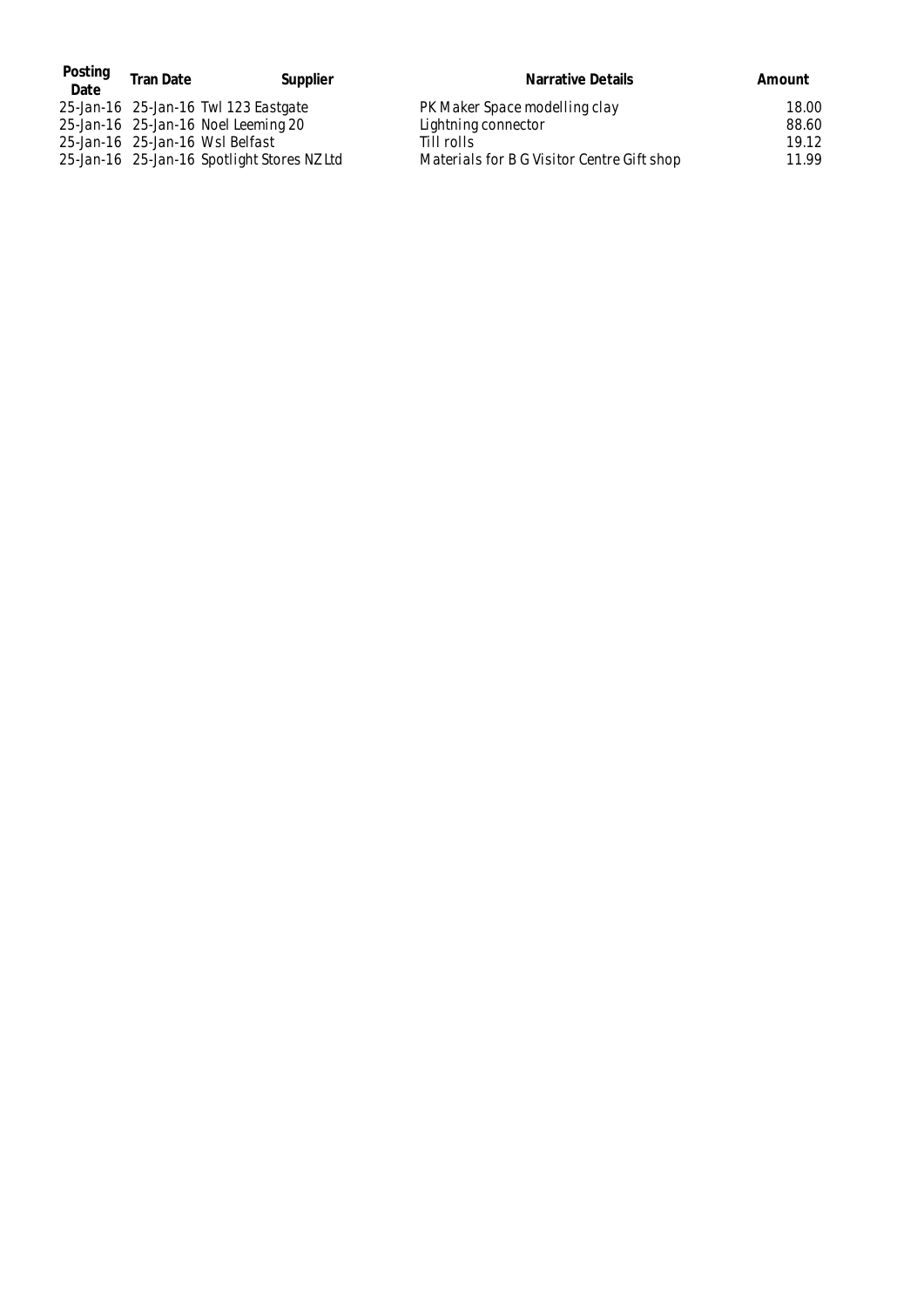| Posting Date | Tran Date | Supplier | Narrative Details | Amount |
|---|---|---|---|---|
| 25-Jan-16 | 25-Jan-16 | Twl 123 Eastgate | PK Maker Space modelling clay | 18.00 |
| 25-Jan-16 | 25-Jan-16 | Noel Leeming 20 | Lightning connector | 88.60 |
| 25-Jan-16 | 25-Jan-16 | Wsl Belfast | Till rolls | 19.12 |
| 25-Jan-16 | 25-Jan-16 | Spotlight Stores NZ Ltd | Materials for B G Visitor Centre Gift shop | 11.99 |